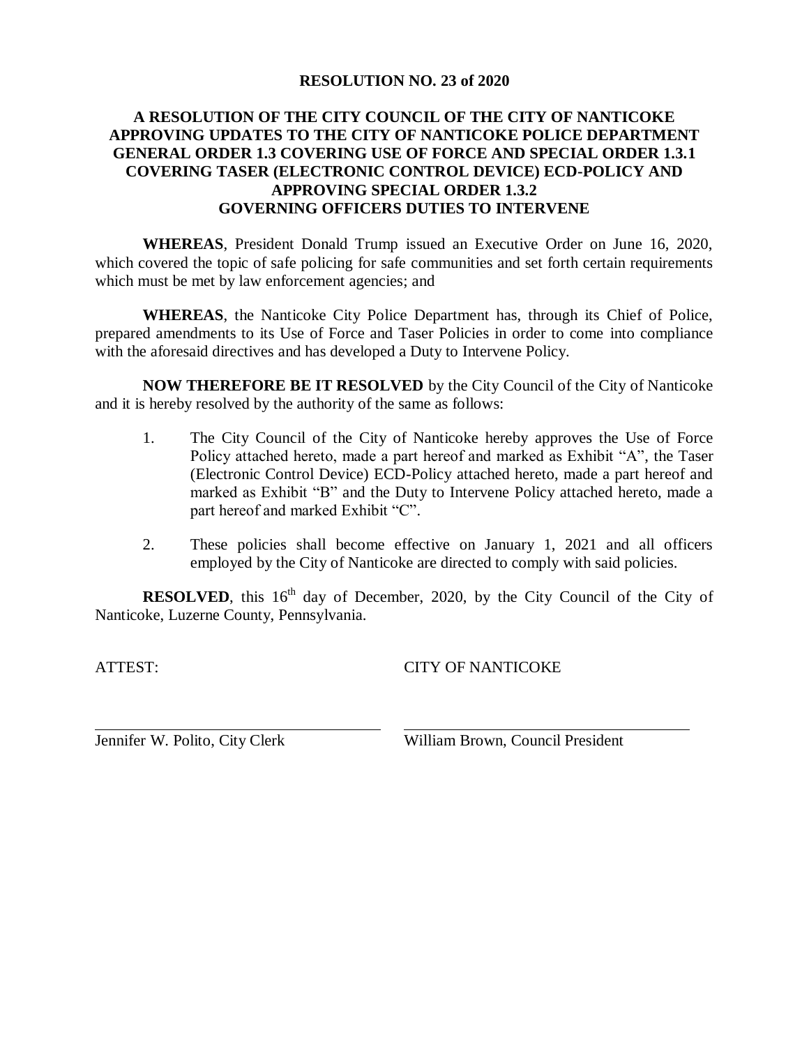# RESOLUTION NO. 23 of 2020

## A RESOLUTION OF THE CITY COUNCIL OF THE CITY OF NANTICOKE APPROVING UPDATES TO THE CITY OF NANTICOKE POLICE DEPARTMENT GENERAL ORDER 1.3 COVERING USE OF FORCE AND SPECIAL ORDER 1.3.1 COVERING TASER (ELECTRONIC CONTROL DEVICE) ECD-POLICY AND APPROVING SPECIAL ORDER 1.3.2 GOVERNING OFFICERS DUTIES TO INTERVENE

**WHEREAS**, President Donald Trump issued an Executive Order on June 16, 2020, which covered the topic of safe policing for safe communities and set forth certain requirements which must be met by law enforcement agencies; and

**WHEREAS**, the Nanticoke City Police Department has, through its Chief of Police, prepared amendments to its Use of Force and Taser Policies in order to come into compliance with the aforesaid directives and has developed a Duty to Intervene Policy.

**NOW THEREFORE BE IT RESOLVED** by the City Council of the City of Nanticoke and it is hereby resolved by the authority of the same as follows:

1. The City Council of the City of Nanticoke hereby approves the Use of Force Policy attached hereto, made a part hereof and marked as Exhibit "A", the Taser (Electronic Control Device) ECD-Policy attached hereto, made a part hereof and marked as Exhibit "B" and the Duty to Intervene Policy attached hereto, made a part hereof and marked Exhibit "C".

2. These policies shall become effective on January 1, 2021 and all officers employed by the City of Nanticoke are directed to comply with said policies.

**RESOLVED**, this 16th day of December, 2020, by the City Council of the City of Nanticoke, Luzerne County, Pennsylvania.

ATTEST: CITY OF NANTICOKE

Jennifer W. Polito, City Clerk

William Brown, Council President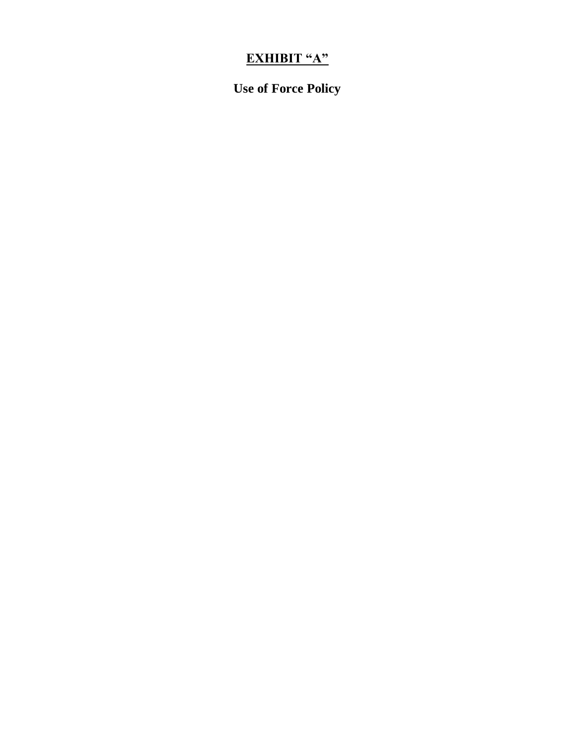# EXHIBIT "A"

## Use of Force Policy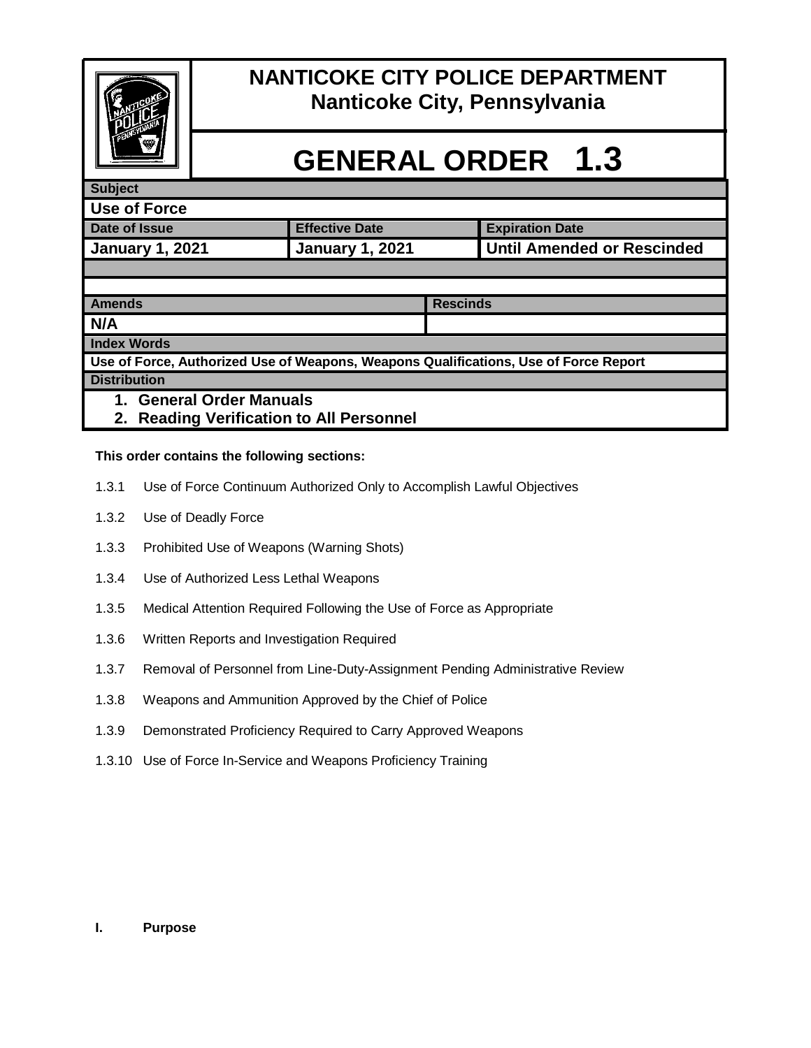# NANTICOKE CITY POLICE DEPARTMENT
## Nanticoke City, Pennsylvania

# GENERAL ORDER 1.3

| Subject | | |
|---|---|---|
| **Use of Force** | | |
| **Date of Issue** | **Effective Date** | **Expiration Date** |
| **January 1, 2021** | **January 1, 2021** | **Until Amended or Rescinded** |
| | | |
| | | |
| **Amends** | **Rescinds** | |
| **N/A** | | |
| **Index Words** | | |
| **Use of Force, Authorized Use of Weapons, Weapons Qualifications, Use of Force Report** | | |
| **Distribution** | | |
| **1. General Order Manuals**<br>**2. Reading Verification to All Personnel** | | |

**This order contains the following sections:**

1.3.1 Use of Force Continuum Authorized Only to Accomplish Lawful Objectives

1.3.2 Use of Deadly Force

1.3.3 Prohibited Use of Weapons (Warning Shots)

1.3.4 Use of Authorized Less Lethal Weapons

1.3.5 Medical Attention Required Following the Use of Force as Appropriate

1.3.6 Written Reports and Investigation Required

1.3.7 Removal of Personnel from Line-Duty-Assignment Pending Administrative Review

1.3.8 Weapons and Ammunition Approved by the Chief of Police

1.3.9 Demonstrated Proficiency Required to Carry Approved Weapons

1.3.10 Use of Force In-Service and Weapons Proficiency Training

**I. Purpose**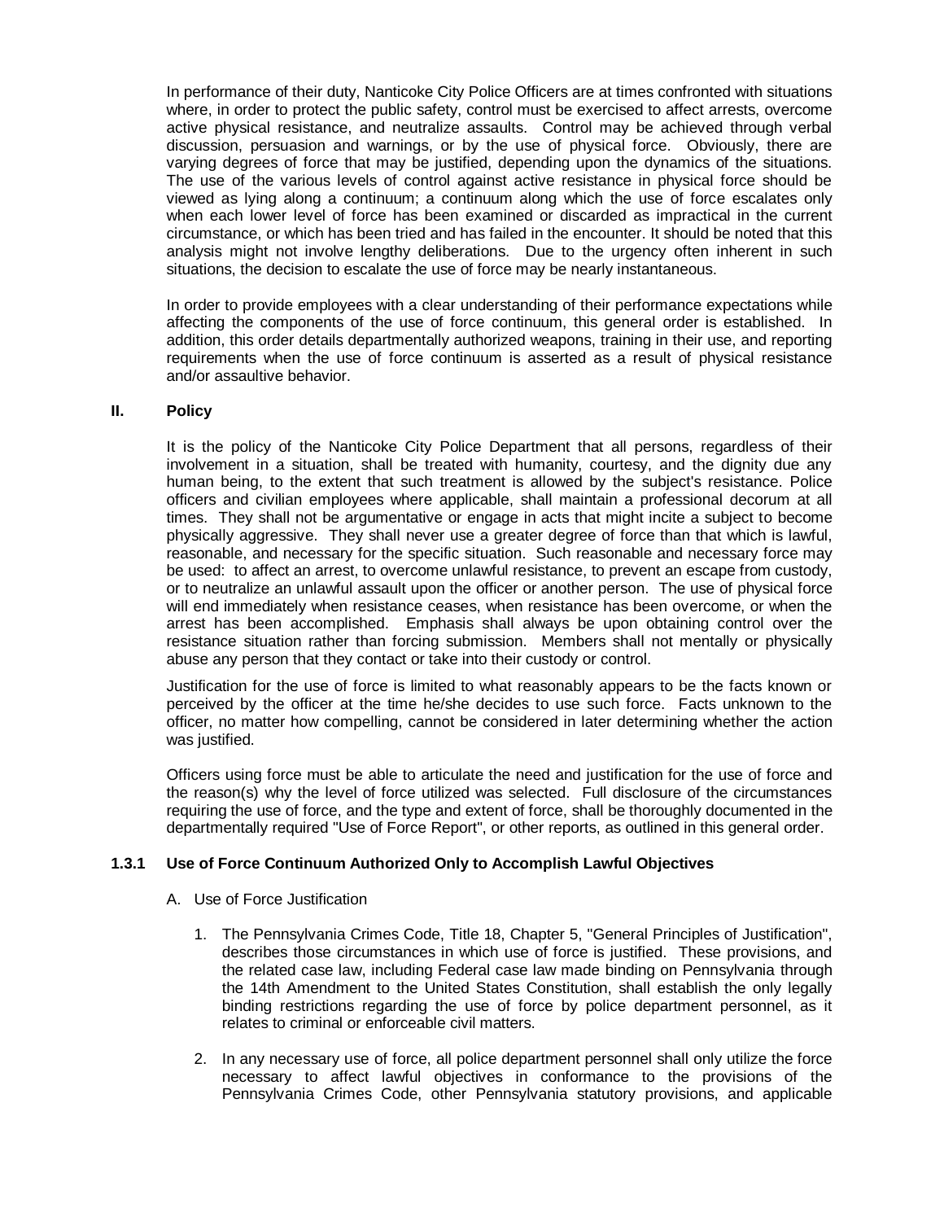In performance of their duty, Nanticoke City Police Officers are at times confronted with situations where, in order to protect the public safety, control must be exercised to affect arrests, overcome active physical resistance, and neutralize assaults. Control may be achieved through verbal discussion, persuasion and warnings, or by the use of physical force. Obviously, there are varying degrees of force that may be justified, depending upon the dynamics of the situations. The use of the various levels of control against active resistance in physical force should be viewed as lying along a continuum; a continuum along which the use of force escalates only when each lower level of force has been examined or discarded as impractical in the current circumstance, or which has been tried and has failed in the encounter. It should be noted that this analysis might not involve lengthy deliberations. Due to the urgency often inherent in such situations, the decision to escalate the use of force may be nearly instantaneous.

In order to provide employees with a clear understanding of their performance expectations while affecting the components of the use of force continuum, this general order is established. In addition, this order details departmentally authorized weapons, training in their use, and reporting requirements when the use of force continuum is asserted as a result of physical resistance and/or assaultive behavior.

## II. Policy

It is the policy of the Nanticoke City Police Department that all persons, regardless of their involvement in a situation, shall be treated with humanity, courtesy, and the dignity due any human being, to the extent that such treatment is allowed by the subject's resistance. Police officers and civilian employees where applicable, shall maintain a professional decorum at all times. They shall not be argumentative or engage in acts that might incite a subject to become physically aggressive. They shall never use a greater degree of force than that which is lawful, reasonable, and necessary for the specific situation. Such reasonable and necessary force may be used: to affect an arrest, to overcome unlawful resistance, to prevent an escape from custody, or to neutralize an unlawful assault upon the officer or another person. The use of physical force will end immediately when resistance ceases, when resistance has been overcome, or when the arrest has been accomplished. Emphasis shall always be upon obtaining control over the resistance situation rather than forcing submission. Members shall not mentally or physically abuse any person that they contact or take into their custody or control.

Justification for the use of force is limited to what reasonably appears to be the facts known or perceived by the officer at the time he/she decides to use such force. Facts unknown to the officer, no matter how compelling, cannot be considered in later determining whether the action was justified.

Officers using force must be able to articulate the need and justification for the use of force and the reason(s) why the level of force utilized was selected. Full disclosure of the circumstances requiring the use of force, and the type and extent of force, shall be thoroughly documented in the departmentally required "Use of Force Report", or other reports, as outlined in this general order.

### 1.3.1 Use of Force Continuum Authorized Only to Accomplish Lawful Objectives

A. Use of Force Justification

1. The Pennsylvania Crimes Code, Title 18, Chapter 5, "General Principles of Justification", describes those circumstances in which use of force is justified. These provisions, and the related case law, including Federal case law made binding on Pennsylvania through the 14th Amendment to the United States Constitution, shall establish the only legally binding restrictions regarding the use of force by police department personnel, as it relates to criminal or enforceable civil matters.

2. In any necessary use of force, all police department personnel shall only utilize the force necessary to affect lawful objectives in conformance to the provisions of the Pennsylvania Crimes Code, other Pennsylvania statutory provisions, and applicable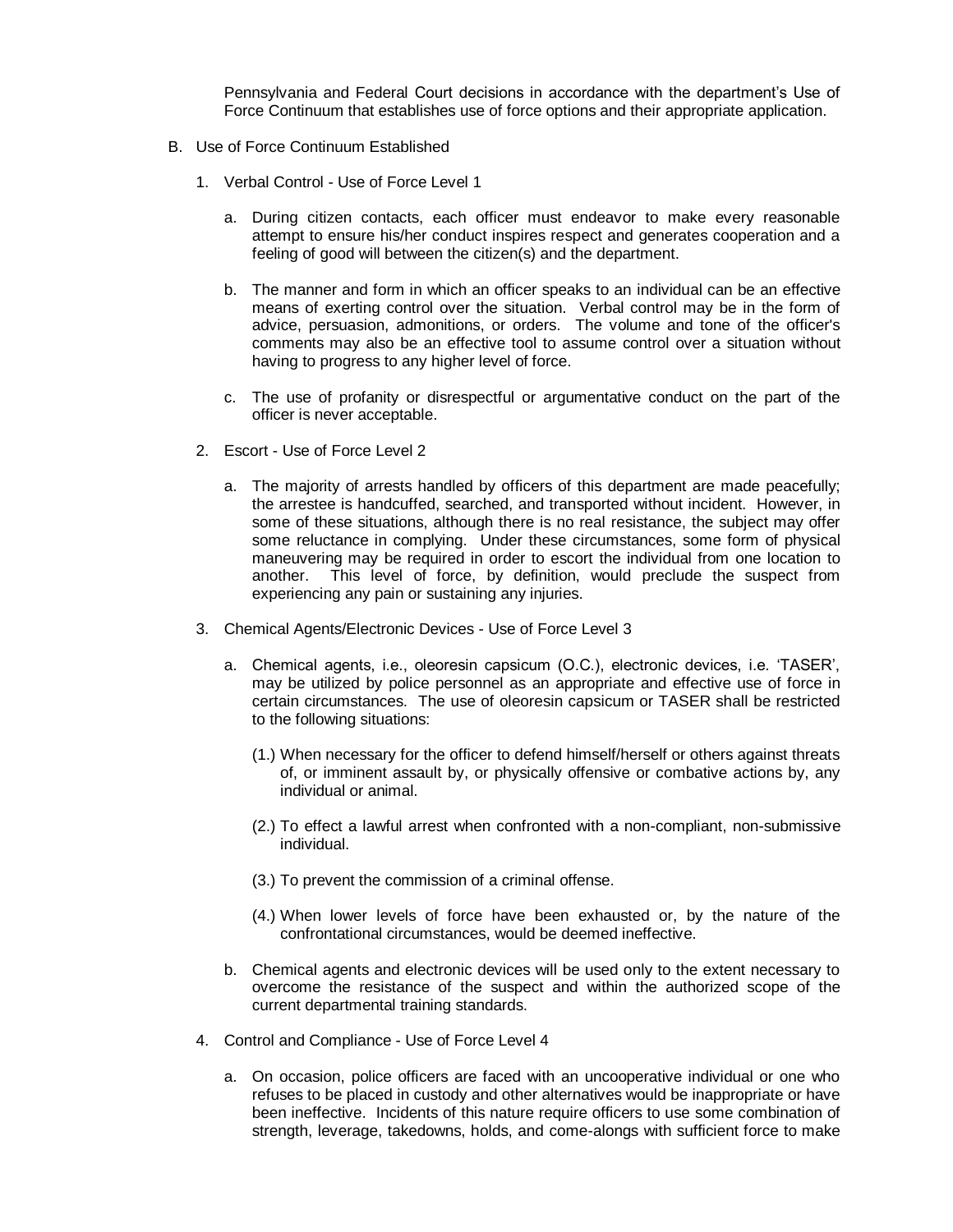Pennsylvania and Federal Court decisions in accordance with the department's Use of Force Continuum that establishes use of force options and their appropriate application.

B. Use of Force Continuum Established

1. Verbal Control - Use of Force Level 1

   a. During citizen contacts, each officer must endeavor to make every reasonable attempt to ensure his/her conduct inspires respect and generates cooperation and a feeling of good will between the citizen(s) and the department.

   b. The manner and form in which an officer speaks to an individual can be an effective means of exerting control over the situation. Verbal control may be in the form of advice, persuasion, admonitions, or orders. The volume and tone of the officer's comments may also be an effective tool to assume control over a situation without having to progress to any higher level of force.

   c. The use of profanity or disrespectful or argumentative conduct on the part of the officer is never acceptable.

2. Escort - Use of Force Level 2

   a. The majority of arrests handled by officers of this department are made peacefully; the arrestee is handcuffed, searched, and transported without incident. However, in some of these situations, although there is no real resistance, the subject may offer some reluctance in complying. Under these circumstances, some form of physical maneuvering may be required in order to escort the individual from one location to another. This level of force, by definition, would preclude the suspect from experiencing any pain or sustaining any injuries.

3. Chemical Agents/Electronic Devices - Use of Force Level 3

   a. Chemical agents, i.e., oleoresin capsicum (O.C.), electronic devices, i.e. 'TASER', may be utilized by police personnel as an appropriate and effective use of force in certain circumstances. The use of oleoresin capsicum or TASER shall be restricted to the following situations:

      (1.) When necessary for the officer to defend himself/herself or others against threats of, or imminent assault by, or physically offensive or combative actions by, any individual or animal.

      (2.) To effect a lawful arrest when confronted with a non-compliant, non-submissive individual.

      (3.) To prevent the commission of a criminal offense.

      (4.) When lower levels of force have been exhausted or, by the nature of the confrontational circumstances, would be deemed ineffective.

   b. Chemical agents and electronic devices will be used only to the extent necessary to overcome the resistance of the suspect and within the authorized scope of the current departmental training standards.

4. Control and Compliance - Use of Force Level 4

   a. On occasion, police officers are faced with an uncooperative individual or one who refuses to be placed in custody and other alternatives would be inappropriate or have been ineffective. Incidents of this nature require officers to use some combination of strength, leverage, takedowns, holds, and come-alongs with sufficient force to make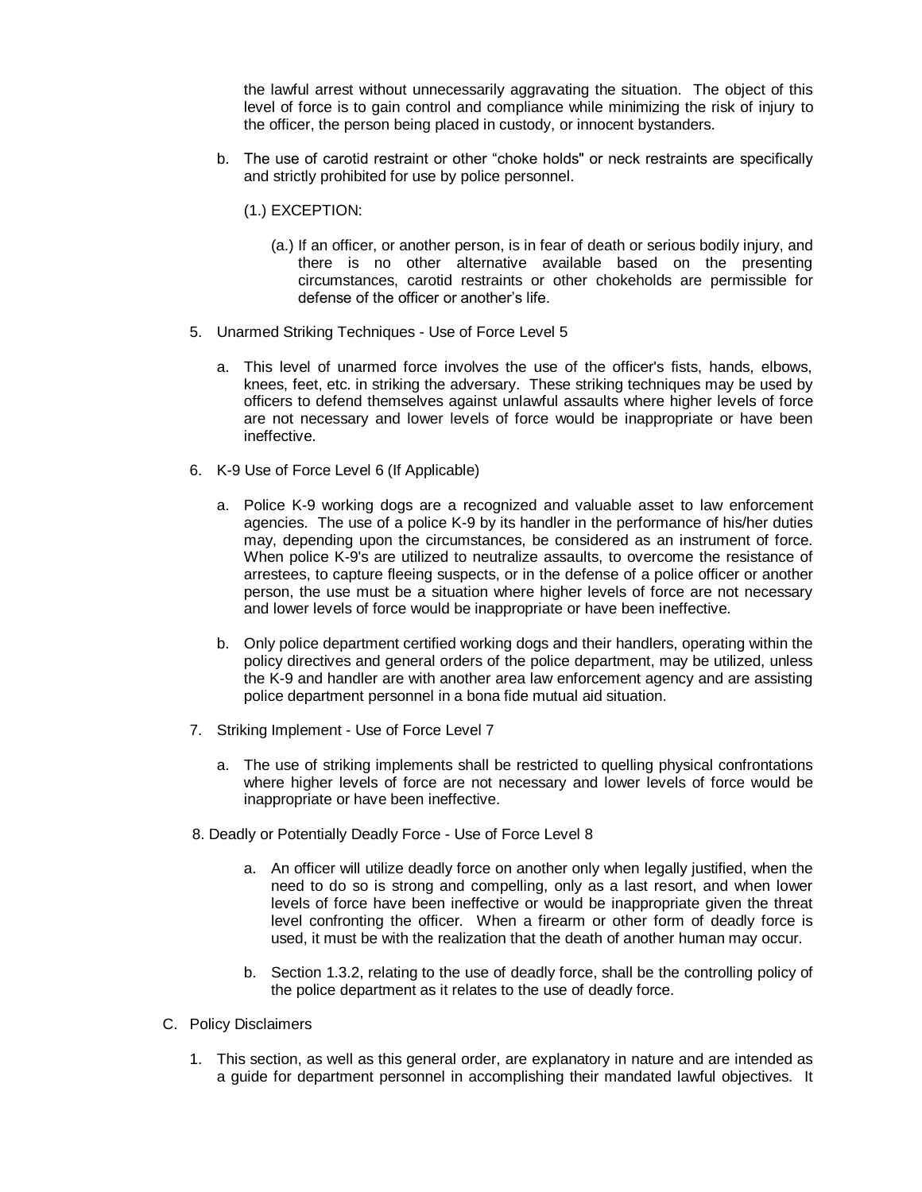the lawful arrest without unnecessarily aggravating the situation. The object of this level of force is to gain control and compliance while minimizing the risk of injury to the officer, the person being placed in custody, or innocent bystanders.

b. The use of carotid restraint or other "choke holds" or neck restraints are specifically and strictly prohibited for use by police personnel.

(1.) EXCEPTION:

(a.) If an officer, or another person, is in fear of death or serious bodily injury, and there is no other alternative available based on the presenting circumstances, carotid restraints or other chokeholds are permissible for defense of the officer or another's life.

5. Unarmed Striking Techniques - Use of Force Level 5

   a. This level of unarmed force involves the use of the officer's fists, hands, elbows, knees, feet, etc. in striking the adversary. These striking techniques may be used by officers to defend themselves against unlawful assaults where higher levels of force are not necessary and lower levels of force would be inappropriate or have been ineffective.

6. K-9 Use of Force Level 6 (If Applicable)

   a. Police K-9 working dogs are a recognized and valuable asset to law enforcement agencies. The use of a police K-9 by its handler in the performance of his/her duties may, depending upon the circumstances, be considered as an instrument of force. When police K-9's are utilized to neutralize assaults, to overcome the resistance of arrestees, to capture fleeing suspects, or in the defense of a police officer or another person, the use must be a situation where higher levels of force are not necessary and lower levels of force would be inappropriate or have been ineffective.

   b. Only police department certified working dogs and their handlers, operating within the policy directives and general orders of the police department, may be utilized, unless the K-9 and handler are with another area law enforcement agency and are assisting police department personnel in a bona fide mutual aid situation.

7. Striking Implement - Use of Force Level 7

   a. The use of striking implements shall be restricted to quelling physical confrontations where higher levels of force are not necessary and lower levels of force would be inappropriate or have been ineffective.

8. Deadly or Potentially Deadly Force - Use of Force Level 8

   a. An officer will utilize deadly force on another only when legally justified, when the need to do so is strong and compelling, only as a last resort, and when lower levels of force have been ineffective or would be inappropriate given the threat level confronting the officer. When a firearm or other form of deadly force is used, it must be with the realization that the death of another human may occur.

   b. Section 1.3.2, relating to the use of deadly force, shall be the controlling policy of the police department as it relates to the use of deadly force.

C. Policy Disclaimers

1. This section, as well as this general order, are explanatory in nature and are intended as a guide for department personnel in accomplishing their mandated lawful objectives. It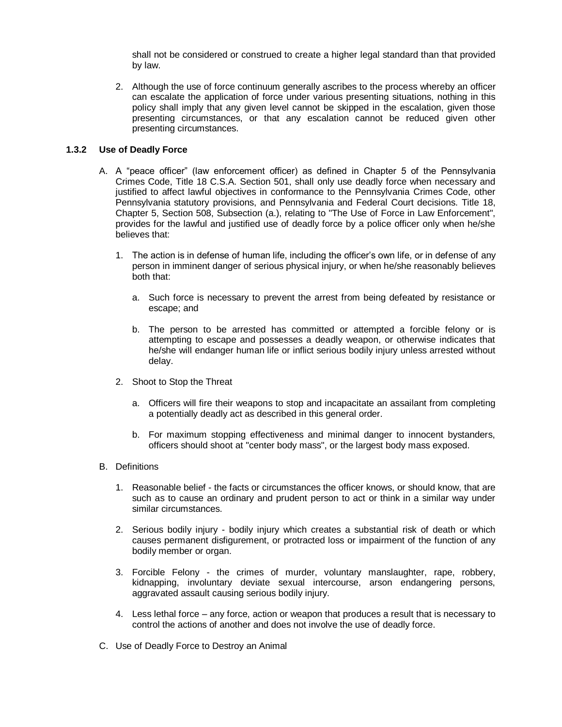shall not be considered or construed to create a higher legal standard than that provided by law.

2. Although the use of force continuum generally ascribes to the process whereby an officer can escalate the application of force under various presenting situations, nothing in this policy shall imply that any given level cannot be skipped in the escalation, given those presenting circumstances, or that any escalation cannot be reduced given other presenting circumstances.

### 1.3.2 Use of Deadly Force

A. A "peace officer" (law enforcement officer) as defined in Chapter 5 of the Pennsylvania Crimes Code, Title 18 C.S.A. Section 501, shall only use deadly force when necessary and justified to affect lawful objectives in conformance to the Pennsylvania Crimes Code, other Pennsylvania statutory provisions, and Pennsylvania and Federal Court decisions. Title 18, Chapter 5, Section 508, Subsection (a.), relating to "The Use of Force in Law Enforcement", provides for the lawful and justified use of deadly force by a police officer only when he/she believes that:

   1. The action is in defense of human life, including the officer's own life, or in defense of any person in imminent danger of serious physical injury, or when he/she reasonably believes both that:

      a. Such force is necessary to prevent the arrest from being defeated by resistance or escape; and

      b. The person to be arrested has committed or attempted a forcible felony or is attempting to escape and possesses a deadly weapon, or otherwise indicates that he/she will endanger human life or inflict serious bodily injury unless arrested without delay.

   2. Shoot to Stop the Threat

      a. Officers will fire their weapons to stop and incapacitate an assailant from completing a potentially deadly act as described in this general order.

      b. For maximum stopping effectiveness and minimal danger to innocent bystanders, officers should shoot at "center body mass", or the largest body mass exposed.

B. Definitions

   1. Reasonable belief - the facts or circumstances the officer knows, or should know, that are such as to cause an ordinary and prudent person to act or think in a similar way under similar circumstances.

   2. Serious bodily injury - bodily injury which creates a substantial risk of death or which causes permanent disfigurement, or protracted loss or impairment of the function of any bodily member or organ.

   3. Forcible Felony - the crimes of murder, voluntary manslaughter, rape, robbery, kidnapping, involuntary deviate sexual intercourse, arson endangering persons, aggravated assault causing serious bodily injury.

   4. Less lethal force – any force, action or weapon that produces a result that is necessary to control the actions of another and does not involve the use of deadly force.

C. Use of Deadly Force to Destroy an Animal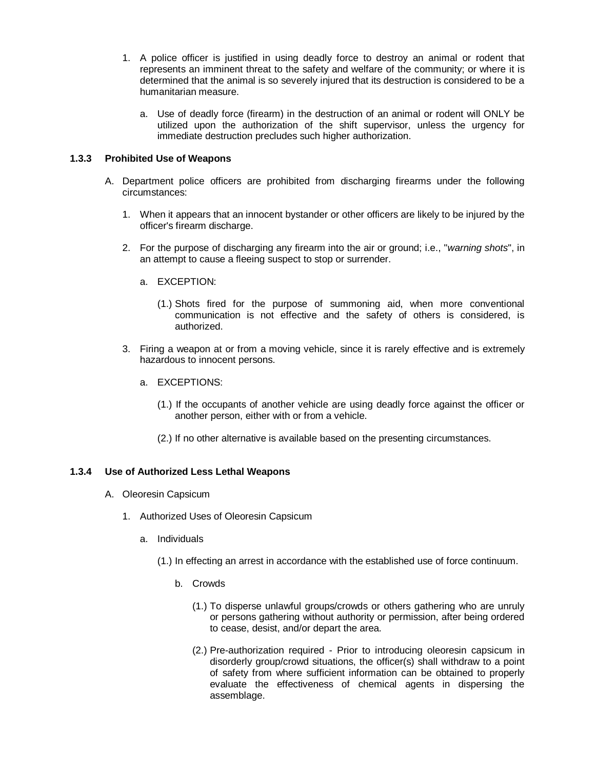1. A police officer is justified in using deadly force to destroy an animal or rodent that represents an imminent threat to the safety and welfare of the community; or where it is determined that the animal is so severely injured that its destruction is considered to be a humanitarian measure.

    a. Use of deadly force (firearm) in the destruction of an animal or rodent will ONLY be utilized upon the authorization of the shift supervisor, unless the urgency for immediate destruction precludes such higher authorization.

### 1.3.3 Prohibited Use of Weapons

A. Department police officers are prohibited from discharging firearms under the following circumstances:

1. When it appears that an innocent bystander or other officers are likely to be injured by the officer's firearm discharge.

2. For the purpose of discharging any firearm into the air or ground; i.e., "*warning shots*", in an attempt to cause a fleeing suspect to stop or surrender.

    a. EXCEPTION:

        (1.) Shots fired for the purpose of summoning aid, when more conventional communication is not effective and the safety of others is considered, is authorized.

3. Firing a weapon at or from a moving vehicle, since it is rarely effective and is extremely hazardous to innocent persons.

    a. EXCEPTIONS:

        (1.) If the occupants of another vehicle are using deadly force against the officer or another person, either with or from a vehicle.

        (2.) If no other alternative is available based on the presenting circumstances.

### 1.3.4 Use of Authorized Less Lethal Weapons

A. Oleoresin Capsicum

1. Authorized Uses of Oleoresin Capsicum

    a. Individuals

        (1.) In effecting an arrest in accordance with the established use of force continuum.

    b. Crowds

        (1.) To disperse unlawful groups/crowds or others gathering who are unruly or persons gathering without authority or permission, after being ordered to cease, desist, and/or depart the area.

        (2.) Pre-authorization required - Prior to introducing oleoresin capsicum in disorderly group/crowd situations, the officer(s) shall withdraw to a point of safety from where sufficient information can be obtained to properly evaluate the effectiveness of chemical agents in dispersing the assemblage.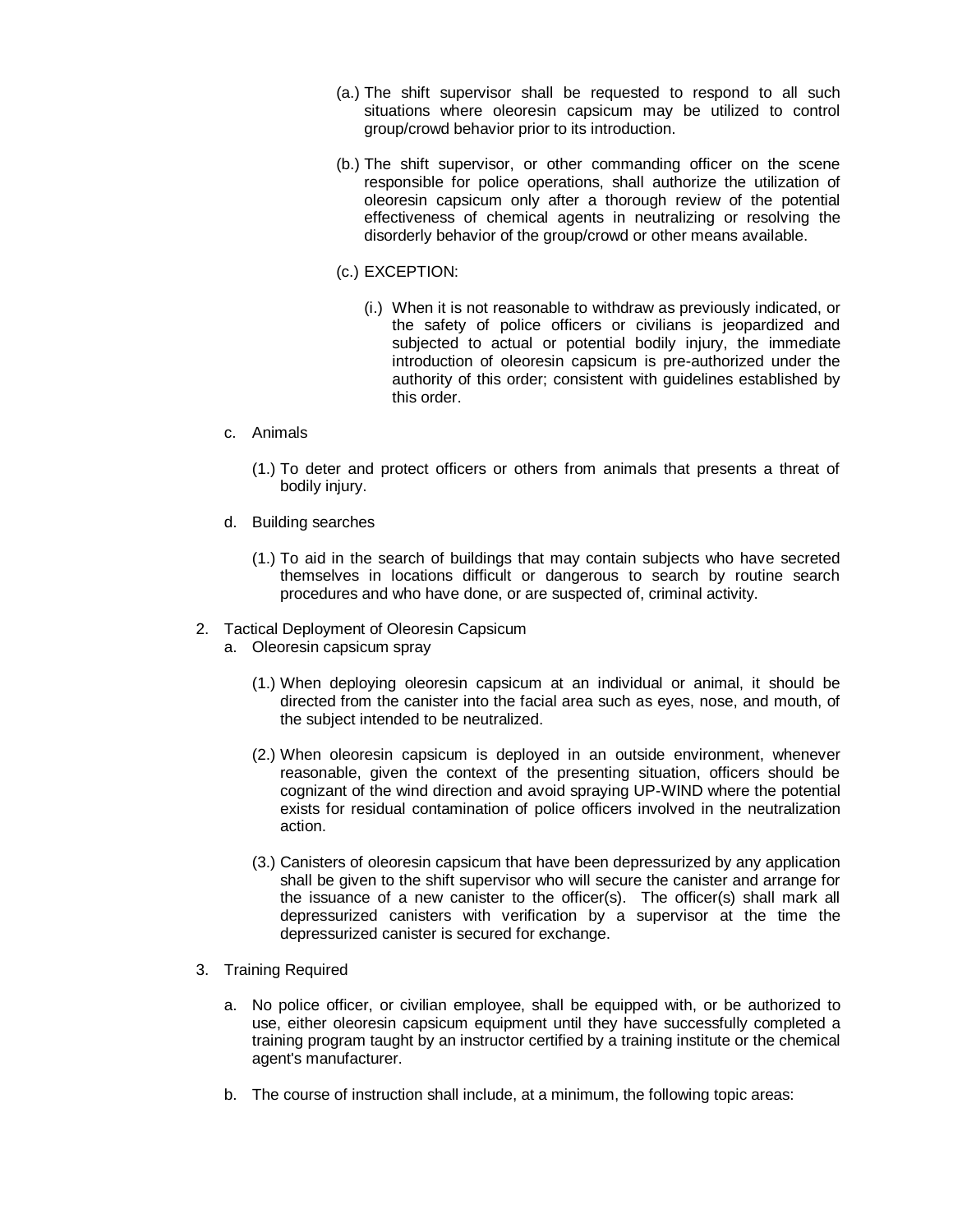(a.) The shift supervisor shall be requested to respond to all such situations where oleoresin capsicum may be utilized to control group/crowd behavior prior to its introduction.

(b.) The shift supervisor, or other commanding officer on the scene responsible for police operations, shall authorize the utilization of oleoresin capsicum only after a thorough review of the potential effectiveness of chemical agents in neutralizing or resolving the disorderly behavior of the group/crowd or other means available.

(c.) EXCEPTION:

(i.) When it is not reasonable to withdraw as previously indicated, or the safety of police officers or civilians is jeopardized and subjected to actual or potential bodily injury, the immediate introduction of oleoresin capsicum is pre-authorized under the authority of this order; consistent with guidelines established by this order.

c. Animals

(1.) To deter and protect officers or others from animals that presents a threat of bodily injury.

d. Building searches

(1.) To aid in the search of buildings that may contain subjects who have secreted themselves in locations difficult or dangerous to search by routine search procedures and who have done, or are suspected of, criminal activity.

2. Tactical Deployment of Oleoresin Capsicum

a. Oleoresin capsicum spray

(1.) When deploying oleoresin capsicum at an individual or animal, it should be directed from the canister into the facial area such as eyes, nose, and mouth, of the subject intended to be neutralized.

(2.) When oleoresin capsicum is deployed in an outside environment, whenever reasonable, given the context of the presenting situation, officers should be cognizant of the wind direction and avoid spraying UP-WIND where the potential exists for residual contamination of police officers involved in the neutralization action.

(3.) Canisters of oleoresin capsicum that have been depressurized by any application shall be given to the shift supervisor who will secure the canister and arrange for the issuance of a new canister to the officer(s). The officer(s) shall mark all depressurized canisters with verification by a supervisor at the time the depressurized canister is secured for exchange.

3. Training Required

a. No police officer, or civilian employee, shall be equipped with, or be authorized to use, either oleoresin capsicum equipment until they have successfully completed a training program taught by an instructor certified by a training institute or the chemical agent's manufacturer.

b. The course of instruction shall include, at a minimum, the following topic areas: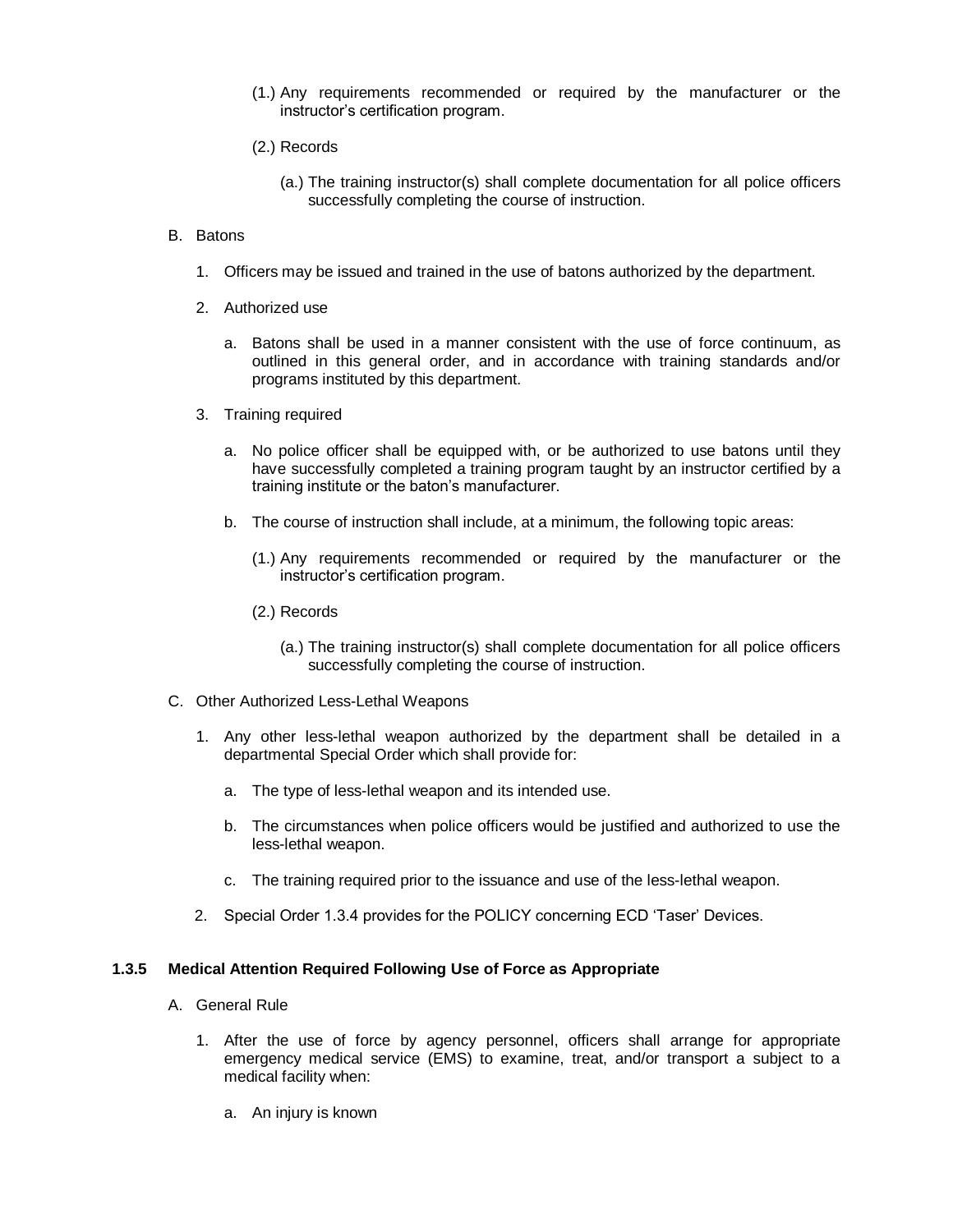(1.) Any requirements recommended or required by the manufacturer or the instructor's certification program.

(2.) Records

(a.) The training instructor(s) shall complete documentation for all police officers successfully completing the course of instruction.

B. Batons

1. Officers may be issued and trained in the use of batons authorized by the department.

2. Authorized use

a. Batons shall be used in a manner consistent with the use of force continuum, as outlined in this general order, and in accordance with training standards and/or programs instituted by this department.

3. Training required

a. No police officer shall be equipped with, or be authorized to use batons until they have successfully completed a training program taught by an instructor certified by a training institute or the baton's manufacturer.

b. The course of instruction shall include, at a minimum, the following topic areas:

(1.) Any requirements recommended or required by the manufacturer or the instructor's certification program.

(2.) Records

(a.) The training instructor(s) shall complete documentation for all police officers successfully completing the course of instruction.

C. Other Authorized Less-Lethal Weapons

1. Any other less-lethal weapon authorized by the department shall be detailed in a departmental Special Order which shall provide for:

a. The type of less-lethal weapon and its intended use.

b. The circumstances when police officers would be justified and authorized to use the less-lethal weapon.

c. The training required prior to the issuance and use of the less-lethal weapon.

2. Special Order 1.3.4 provides for the POLICY concerning ECD 'Taser' Devices.

**1.3.5 Medical Attention Required Following Use of Force as Appropriate**

A. General Rule

1. After the use of force by agency personnel, officers shall arrange for appropriate emergency medical service (EMS) to examine, treat, and/or transport a subject to a medical facility when:

a. An injury is known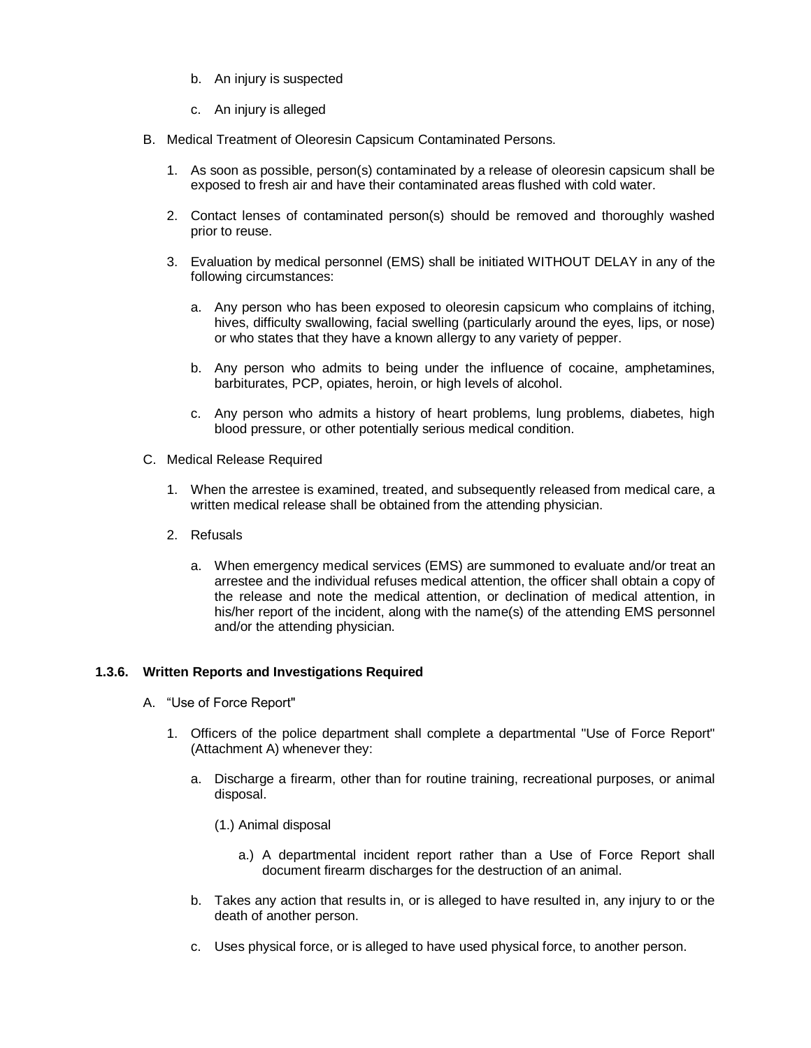b. An injury is suspected

c. An injury is alleged

B. Medical Treatment of Oleoresin Capsicum Contaminated Persons.

1. As soon as possible, person(s) contaminated by a release of oleoresin capsicum shall be exposed to fresh air and have their contaminated areas flushed with cold water.

2. Contact lenses of contaminated person(s) should be removed and thoroughly washed prior to reuse.

3. Evaluation by medical personnel (EMS) shall be initiated WITHOUT DELAY in any of the following circumstances:

   a. Any person who has been exposed to oleoresin capsicum who complains of itching, hives, difficulty swallowing, facial swelling (particularly around the eyes, lips, or nose) or who states that they have a known allergy to any variety of pepper.

   b. Any person who admits to being under the influence of cocaine, amphetamines, barbiturates, PCP, opiates, heroin, or high levels of alcohol.

   c. Any person who admits a history of heart problems, lung problems, diabetes, high blood pressure, or other potentially serious medical condition.

C. Medical Release Required

1. When the arrestee is examined, treated, and subsequently released from medical care, a written medical release shall be obtained from the attending physician.

2. Refusals

   a. When emergency medical services (EMS) are summoned to evaluate and/or treat an arrestee and the individual refuses medical attention, the officer shall obtain a copy of the release and note the medical attention, or declination of medical attention, in his/her report of the incident, along with the name(s) of the attending EMS personnel and/or the attending physician.

### 1.3.6. Written Reports and Investigations Required

A. "Use of Force Report"

1. Officers of the police department shall complete a departmental "Use of Force Report" (Attachment A) whenever they:

   a. Discharge a firearm, other than for routine training, recreational purposes, or animal disposal.

      (1.) Animal disposal

         a.) A departmental incident report rather than a Use of Force Report shall document firearm discharges for the destruction of an animal.

   b. Takes any action that results in, or is alleged to have resulted in, any injury to or the death of another person.

   c. Uses physical force, or is alleged to have used physical force, to another person.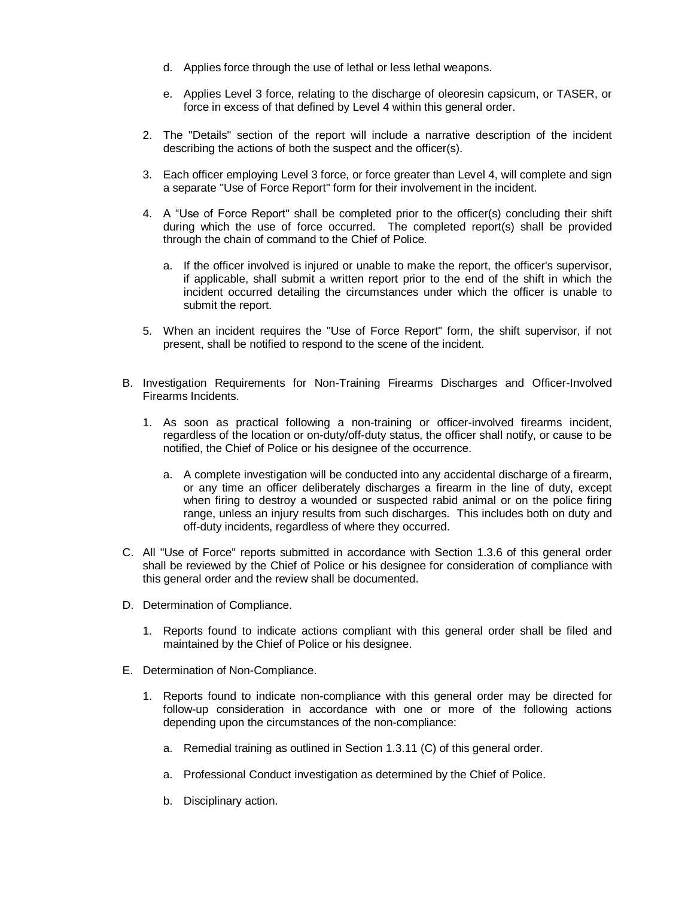d. Applies force through the use of lethal or less lethal weapons.

e. Applies Level 3 force, relating to the discharge of oleoresin capsicum, or TASER, or force in excess of that defined by Level 4 within this general order.

2. The "Details" section of the report will include a narrative description of the incident describing the actions of both the suspect and the officer(s).

3. Each officer employing Level 3 force, or force greater than Level 4, will complete and sign a separate "Use of Force Report" form for their involvement in the incident.

4. A "Use of Force Report" shall be completed prior to the officer(s) concluding their shift during which the use of force occurred. The completed report(s) shall be provided through the chain of command to the Chief of Police.

   a. If the officer involved is injured or unable to make the report, the officer's supervisor, if applicable, shall submit a written report prior to the end of the shift in which the incident occurred detailing the circumstances under which the officer is unable to submit the report.

5. When an incident requires the "Use of Force Report" form, the shift supervisor, if not present, shall be notified to respond to the scene of the incident.

B. Investigation Requirements for Non-Training Firearms Discharges and Officer-Involved Firearms Incidents.

1. As soon as practical following a non-training or officer-involved firearms incident, regardless of the location or on-duty/off-duty status, the officer shall notify, or cause to be notified, the Chief of Police or his designee of the occurrence.

   a. A complete investigation will be conducted into any accidental discharge of a firearm, or any time an officer deliberately discharges a firearm in the line of duty, except when firing to destroy a wounded or suspected rabid animal or on the police firing range, unless an injury results from such discharges. This includes both on duty and off-duty incidents, regardless of where they occurred.

C. All "Use of Force" reports submitted in accordance with Section 1.3.6 of this general order shall be reviewed by the Chief of Police or his designee for consideration of compliance with this general order and the review shall be documented.

D. Determination of Compliance.

1. Reports found to indicate actions compliant with this general order shall be filed and maintained by the Chief of Police or his designee.

E. Determination of Non-Compliance.

1. Reports found to indicate non-compliance with this general order may be directed for follow-up consideration in accordance with one or more of the following actions depending upon the circumstances of the non-compliance:

   a. Remedial training as outlined in Section 1.3.11 (C) of this general order.

   a. Professional Conduct investigation as determined by the Chief of Police.

   b. Disciplinary action.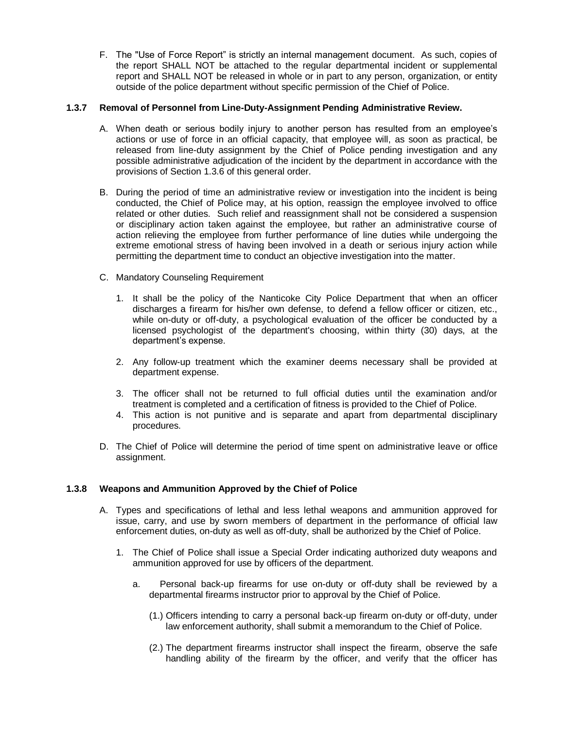F. The "Use of Force Report" is strictly an internal management document. As such, copies of the report SHALL NOT be attached to the regular departmental incident or supplemental report and SHALL NOT be released in whole or in part to any person, organization, or entity outside of the police department without specific permission of the Chief of Police.

### 1.3.7 Removal of Personnel from Line-Duty-Assignment Pending Administrative Review.

A. When death or serious bodily injury to another person has resulted from an employee's actions or use of force in an official capacity, that employee will, as soon as practical, be released from line-duty assignment by the Chief of Police pending investigation and any possible administrative adjudication of the incident by the department in accordance with the provisions of Section 1.3.6 of this general order.

B. During the period of time an administrative review or investigation into the incident is being conducted, the Chief of Police may, at his option, reassign the employee involved to office related or other duties. Such relief and reassignment shall not be considered a suspension or disciplinary action taken against the employee, but rather an administrative course of action relieving the employee from further performance of line duties while undergoing the extreme emotional stress of having been involved in a death or serious injury action while permitting the department time to conduct an objective investigation into the matter.

C. Mandatory Counseling Requirement

1. It shall be the policy of the Nanticoke City Police Department that when an officer discharges a firearm for his/her own defense, to defend a fellow officer or citizen, etc., while on-duty or off-duty, a psychological evaluation of the officer be conducted by a licensed psychologist of the department's choosing, within thirty (30) days, at the department's expense.

2. Any follow-up treatment which the examiner deems necessary shall be provided at department expense.

3. The officer shall not be returned to full official duties until the examination and/or treatment is completed and a certification of fitness is provided to the Chief of Police.

4. This action is not punitive and is separate and apart from departmental disciplinary procedures.

D. The Chief of Police will determine the period of time spent on administrative leave or office assignment.

### 1.3.8 Weapons and Ammunition Approved by the Chief of Police

A. Types and specifications of lethal and less lethal weapons and ammunition approved for issue, carry, and use by sworn members of department in the performance of official law enforcement duties, on-duty as well as off-duty, shall be authorized by the Chief of Police.

1. The Chief of Police shall issue a Special Order indicating authorized duty weapons and ammunition approved for use by officers of the department.

   a. Personal back-up firearms for use on-duty or off-duty shall be reviewed by a departmental firearms instructor prior to approval by the Chief of Police.

      (1.) Officers intending to carry a personal back-up firearm on-duty or off-duty, under law enforcement authority, shall submit a memorandum to the Chief of Police.

      (2.) The department firearms instructor shall inspect the firearm, observe the safe handling ability of the firearm by the officer, and verify that the officer has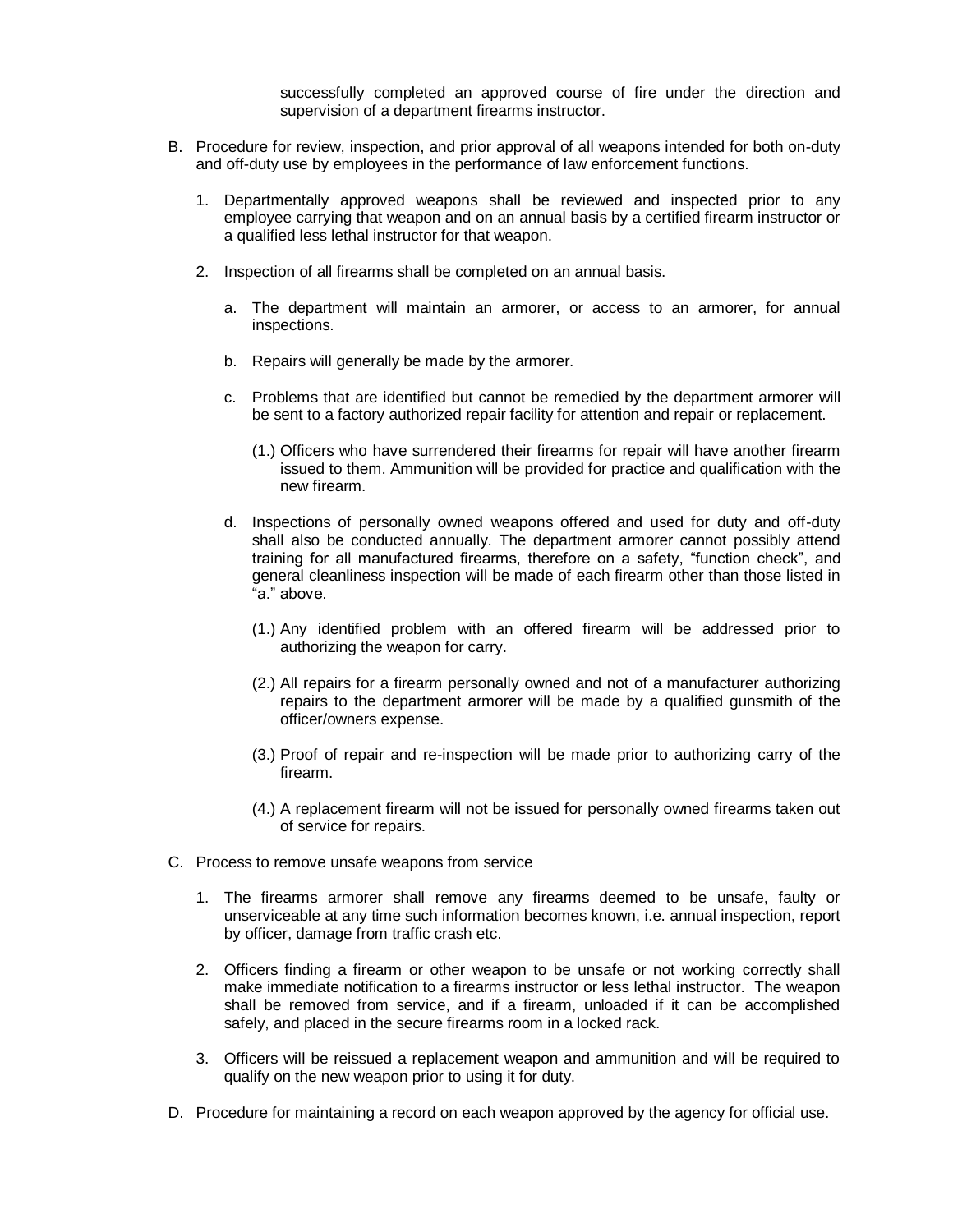successfully completed an approved course of fire under the direction and supervision of a department firearms instructor.

B. Procedure for review, inspection, and prior approval of all weapons intended for both on-duty and off-duty use by employees in the performance of law enforcement functions.

   1. Departmentally approved weapons shall be reviewed and inspected prior to any employee carrying that weapon and on an annual basis by a certified firearm instructor or a qualified less lethal instructor for that weapon.

   2. Inspection of all firearms shall be completed on an annual basis.

      a. The department will maintain an armorer, or access to an armorer, for annual inspections.

      b. Repairs will generally be made by the armorer.

      c. Problems that are identified but cannot be remedied by the department armorer will be sent to a factory authorized repair facility for attention and repair or replacement.

         (1.) Officers who have surrendered their firearms for repair will have another firearm issued to them. Ammunition will be provided for practice and qualification with the new firearm.

      d. Inspections of personally owned weapons offered and used for duty and off-duty shall also be conducted annually. The department armorer cannot possibly attend training for all manufactured firearms, therefore on a safety, "function check", and general cleanliness inspection will be made of each firearm other than those listed in "a." above.

         (1.) Any identified problem with an offered firearm will be addressed prior to authorizing the weapon for carry.

         (2.) All repairs for a firearm personally owned and not of a manufacturer authorizing repairs to the department armorer will be made by a qualified gunsmith of the officer/owners expense.

         (3.) Proof of repair and re-inspection will be made prior to authorizing carry of the firearm.

         (4.) A replacement firearm will not be issued for personally owned firearms taken out of service for repairs.

C. Process to remove unsafe weapons from service

   1. The firearms armorer shall remove any firearms deemed to be unsafe, faulty or unserviceable at any time such information becomes known, i.e. annual inspection, report by officer, damage from traffic crash etc.

   2. Officers finding a firearm or other weapon to be unsafe or not working correctly shall make immediate notification to a firearms instructor or less lethal instructor. The weapon shall be removed from service, and if a firearm, unloaded if it can be accomplished safely, and placed in the secure firearms room in a locked rack.

   3. Officers will be reissued a replacement weapon and ammunition and will be required to qualify on the new weapon prior to using it for duty.

D. Procedure for maintaining a record on each weapon approved by the agency for official use.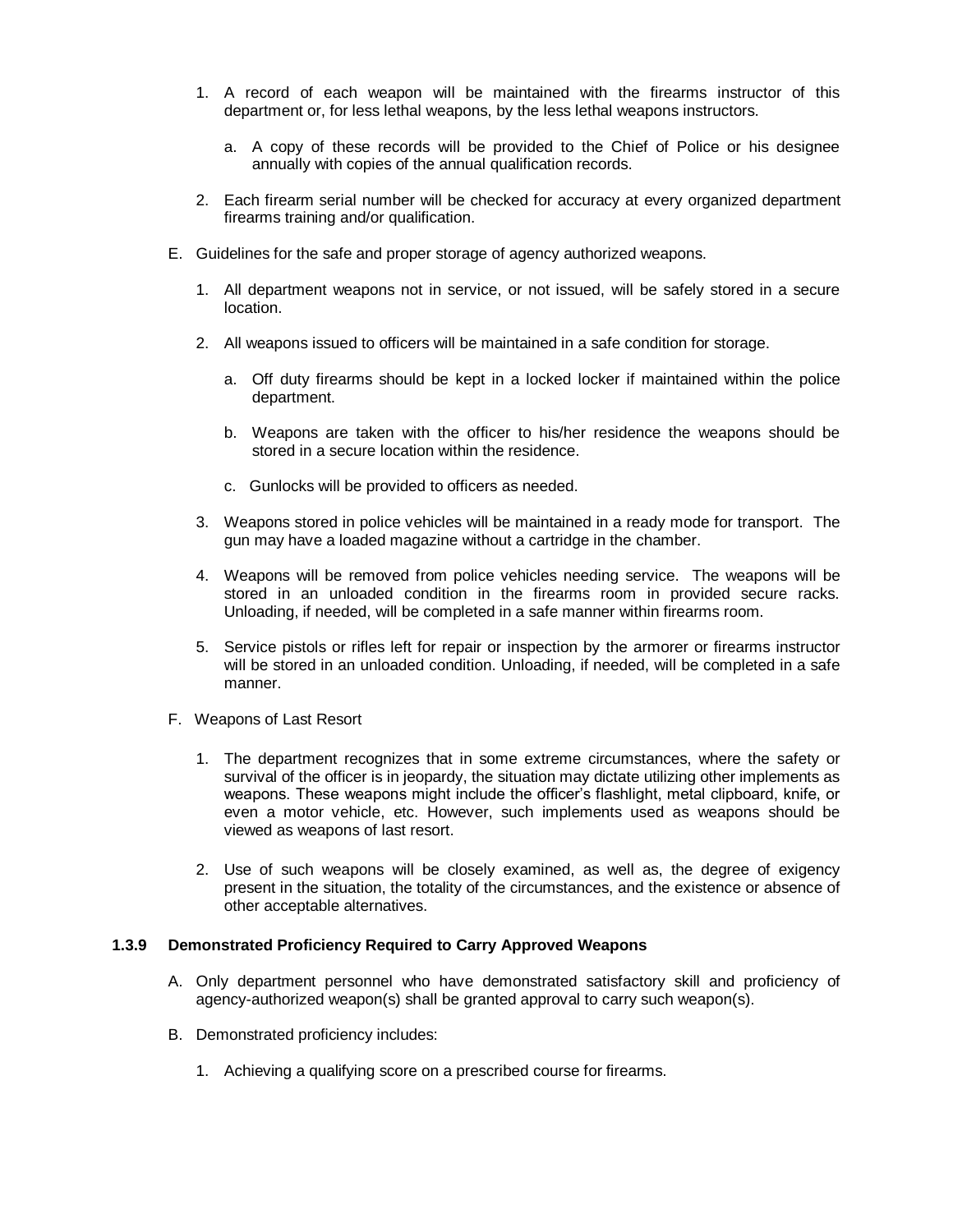1. A record of each weapon will be maintained with the firearms instructor of this department or, for less lethal weapons, by the less lethal weapons instructors.

   a. A copy of these records will be provided to the Chief of Police or his designee annually with copies of the annual qualification records.

2. Each firearm serial number will be checked for accuracy at every organized department firearms training and/or qualification.

E. Guidelines for the safe and proper storage of agency authorized weapons.

1. All department weapons not in service, or not issued, will be safely stored in a secure location.

2. All weapons issued to officers will be maintained in a safe condition for storage.

   a. Off duty firearms should be kept in a locked locker if maintained within the police department.

   b. Weapons are taken with the officer to his/her residence the weapons should be stored in a secure location within the residence.

   c. Gunlocks will be provided to officers as needed.

3. Weapons stored in police vehicles will be maintained in a ready mode for transport. The gun may have a loaded magazine without a cartridge in the chamber.

4. Weapons will be removed from police vehicles needing service. The weapons will be stored in an unloaded condition in the firearms room in provided secure racks. Unloading, if needed, will be completed in a safe manner within firearms room.

5. Service pistols or rifles left for repair or inspection by the armorer or firearms instructor will be stored in an unloaded condition. Unloading, if needed, will be completed in a safe manner.

F. Weapons of Last Resort

1. The department recognizes that in some extreme circumstances, where the safety or survival of the officer is in jeopardy, the situation may dictate utilizing other implements as weapons. These weapons might include the officer's flashlight, metal clipboard, knife, or even a motor vehicle, etc. However, such implements used as weapons should be viewed as weapons of last resort.

2. Use of such weapons will be closely examined, as well as, the degree of exigency present in the situation, the totality of the circumstances, and the existence or absence of other acceptable alternatives.

### 1.3.9 Demonstrated Proficiency Required to Carry Approved Weapons

A. Only department personnel who have demonstrated satisfactory skill and proficiency of agency-authorized weapon(s) shall be granted approval to carry such weapon(s).

B. Demonstrated proficiency includes:

1. Achieving a qualifying score on a prescribed course for firearms.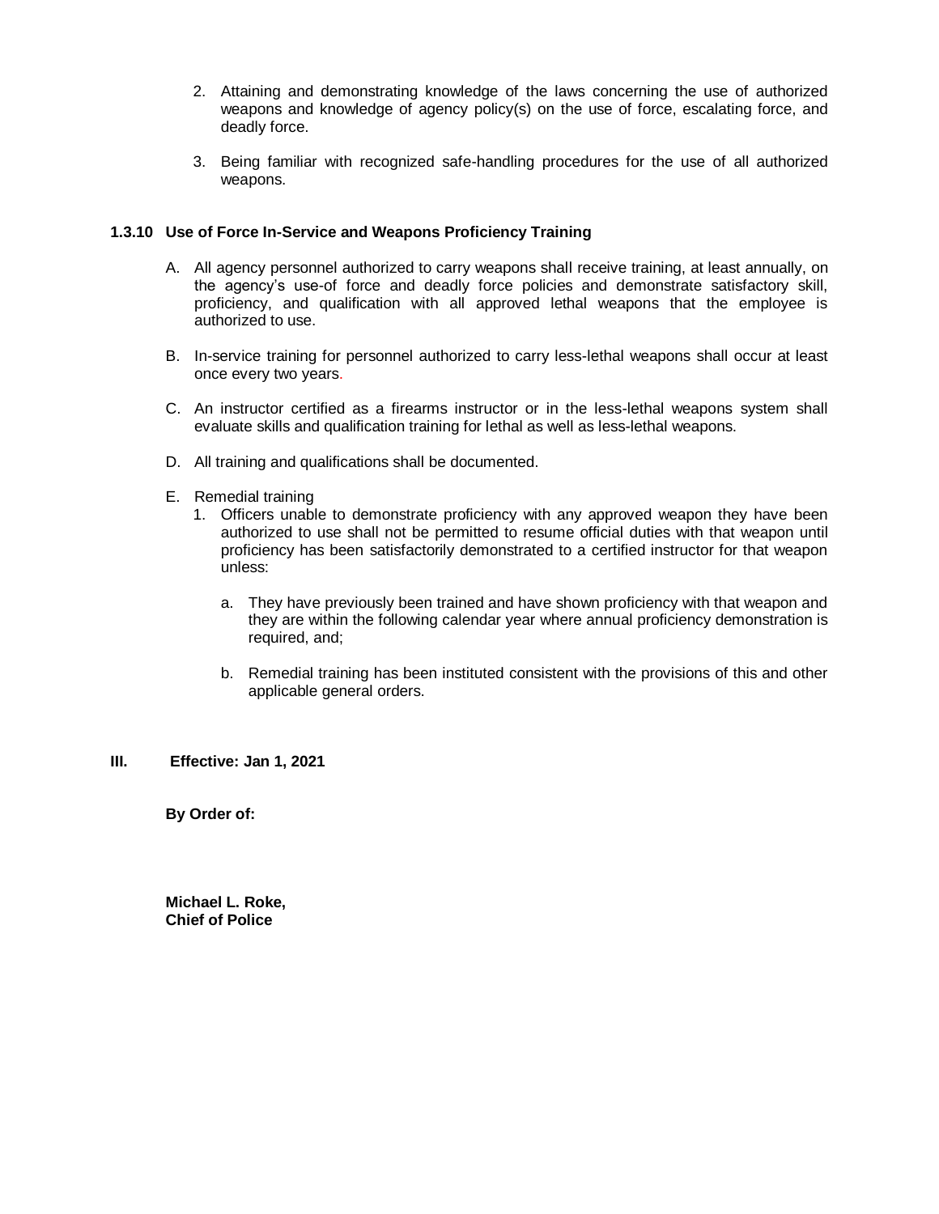2. Attaining and demonstrating knowledge of the laws concerning the use of authorized weapons and knowledge of agency policy(s) on the use of force, escalating force, and deadly force.

3. Being familiar with recognized safe-handling procedures for the use of all authorized weapons.

### 1.3.10 Use of Force In-Service and Weapons Proficiency Training

A. All agency personnel authorized to carry weapons shall receive training, at least annually, on the agency's use-of force and deadly force policies and demonstrate satisfactory skill, proficiency, and qualification with all approved lethal weapons that the employee is authorized to use.

B. In-service training for personnel authorized to carry less-lethal weapons shall occur at least once every two years.

C. An instructor certified as a firearms instructor or in the less-lethal weapons system shall evaluate skills and qualification training for lethal as well as less-lethal weapons.

D. All training and qualifications shall be documented.

E. Remedial training
   1. Officers unable to demonstrate proficiency with any approved weapon they have been authorized to use shall not be permitted to resume official duties with that weapon until proficiency has been satisfactorily demonstrated to a certified instructor for that weapon unless:

      a. They have previously been trained and have shown proficiency with that weapon and they are within the following calendar year where annual proficiency demonstration is required, and;

      b. Remedial training has been instituted consistent with the provisions of this and other applicable general orders.

**III. Effective: Jan 1, 2021**

**By Order of:**

**Michael L. Roke,**
**Chief of Police**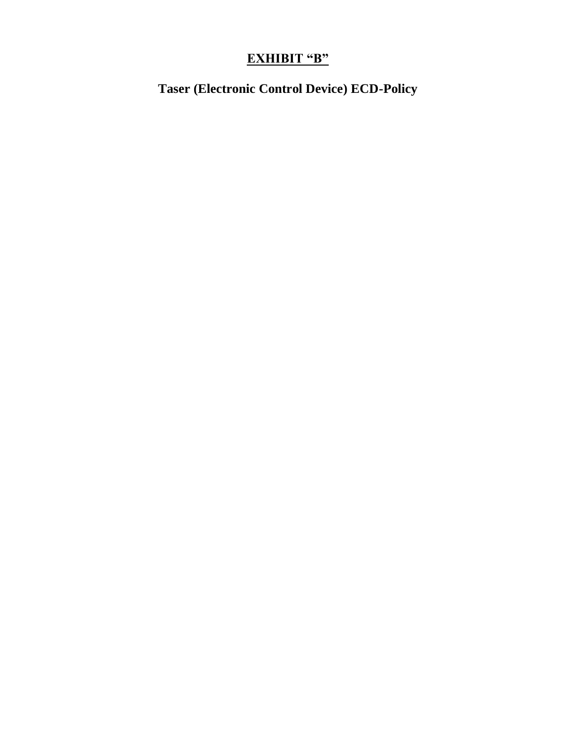# EXHIBIT “B”

## Taser (Electronic Control Device) ECD-Policy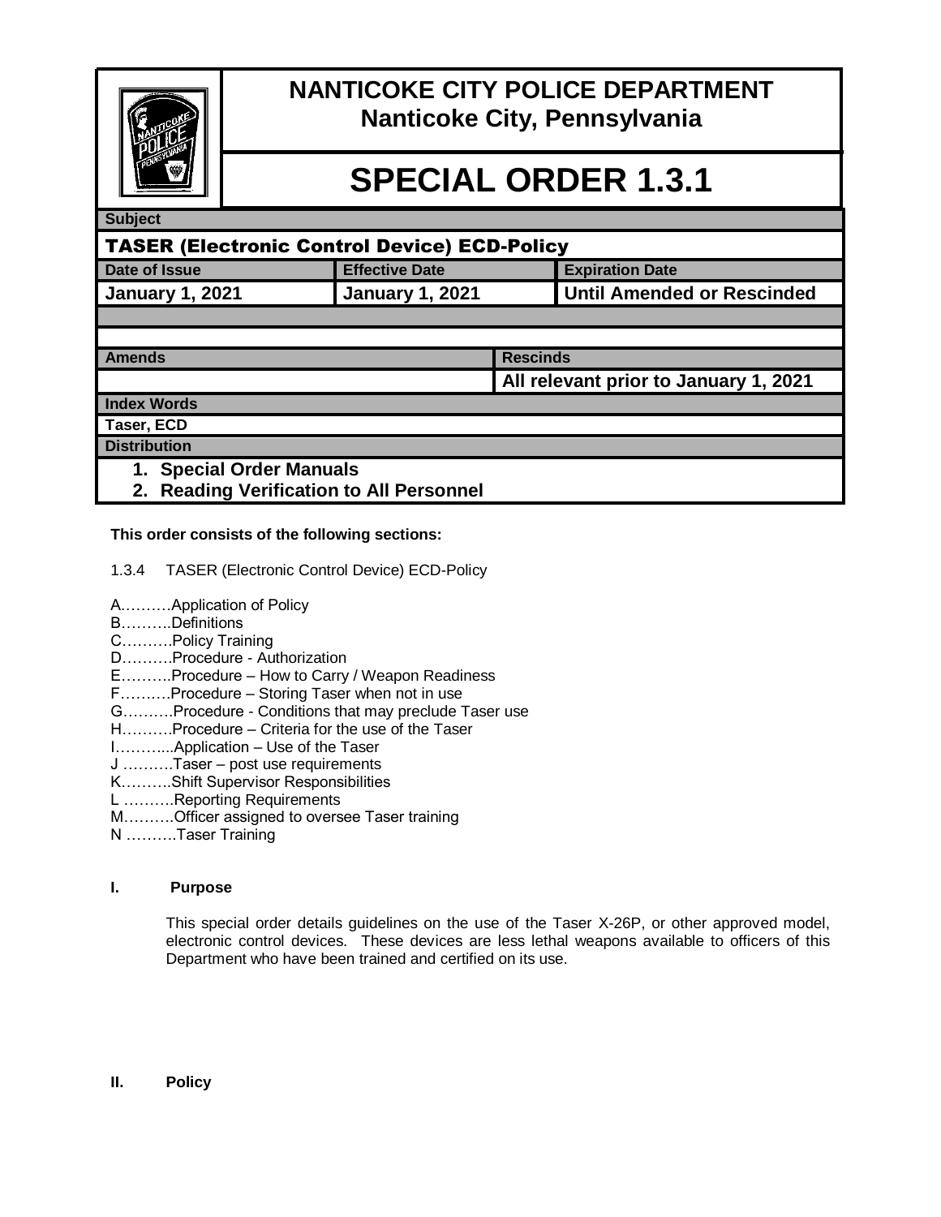# NANTICOKE CITY POLICE DEPARTMENT
## Nanticoke City, Pennsylvania

# SPECIAL ORDER 1.3.1

| Subject | | |
|---|---|---|
| **TASER (Electronic Control Device) ECD-Policy** | | |
| **Date of Issue** | **Effective Date** | **Expiration Date** |
| **January 1, 2021** | **January 1, 2021** | **Until Amended or Rescinded** |

| Amends | Rescinds |
|---|---|
| | **All relevant prior to January 1, 2021** |

| Index Words |
|---|
| **Taser, ECD** |

| Distribution |
|---|
| **1. Special Order Manuals**<br>**2. Reading Verification to All Personnel** |

**This order consists of the following sections:**

1.3.4 TASER (Electronic Control Device) ECD-Policy

A..……..Application of Policy
B……….Definitions
C……….Policy Training
D……….Procedure - Authorization
E……….Procedure – How to Carry / Weapon Readiness
F……….Procedure – Storing Taser when not in use
G……….Procedure - Conditions that may preclude Taser use
H……….Procedure – Criteria for the use of the Taser
I………...Application – Use of the Taser
J ……….Taser – post use requirements
K……….Shift Supervisor Responsibilities
L ……….Reporting Requirements
M……….Officer assigned to oversee Taser training
N ……….Taser Training

**I. Purpose**

This special order details guidelines on the use of the Taser X-26P, or other approved model, electronic control devices. These devices are less lethal weapons available to officers of this Department who have been trained and certified on its use.

**II. Policy**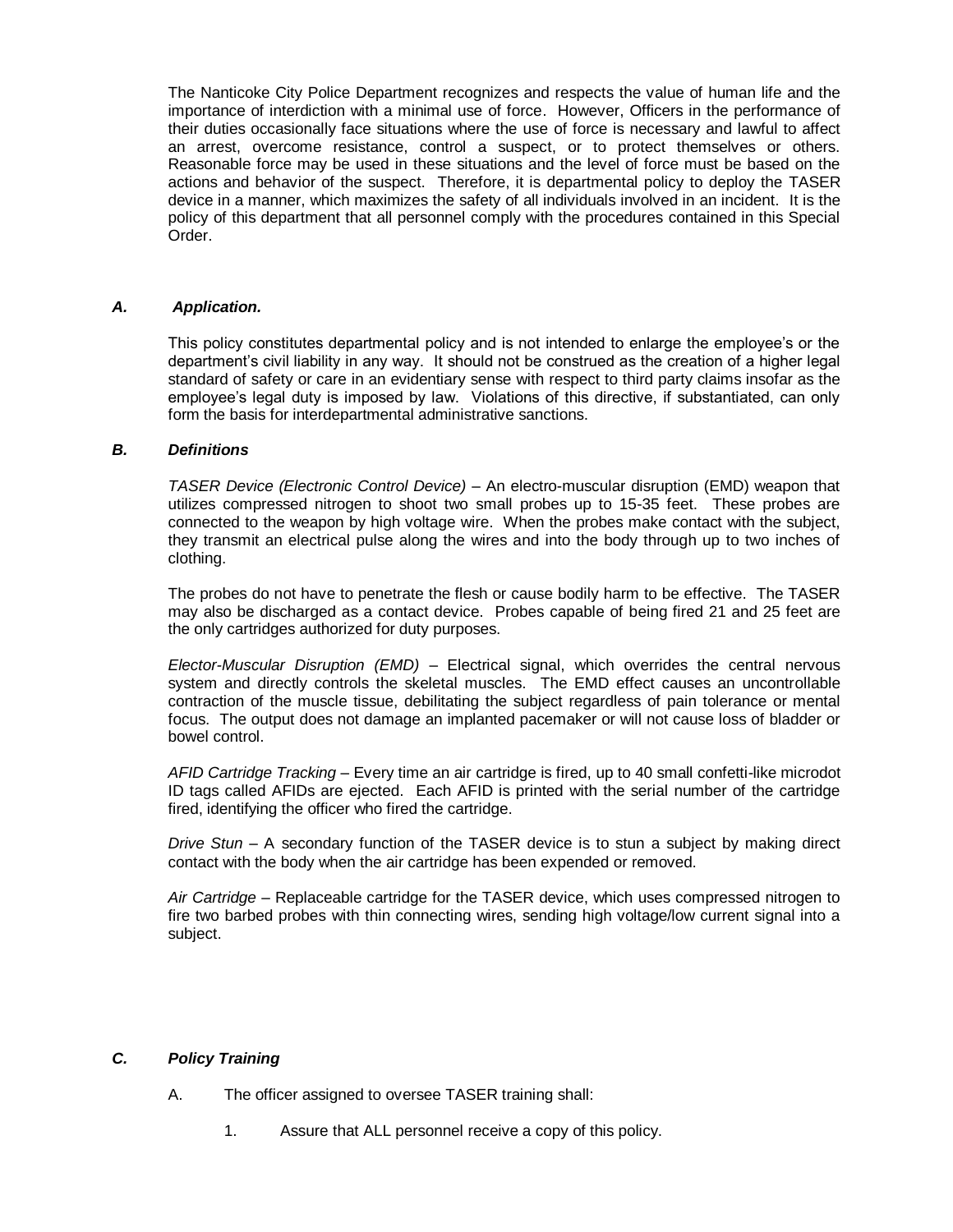The Nanticoke City Police Department recognizes and respects the value of human life and the importance of interdiction with a minimal use of force. However, Officers in the performance of their duties occasionally face situations where the use of force is necessary and lawful to affect an arrest, overcome resistance, control a suspect, or to protect themselves or others. Reasonable force may be used in these situations and the level of force must be based on the actions and behavior of the suspect. Therefore, it is departmental policy to deploy the TASER device in a manner, which maximizes the safety of all individuals involved in an incident. It is the policy of this department that all personnel comply with the procedures contained in this Special Order.

### *A. Application.*

This policy constitutes departmental policy and is not intended to enlarge the employee's or the department's civil liability in any way. It should not be construed as the creation of a higher legal standard of safety or care in an evidentiary sense with respect to third party claims insofar as the employee's legal duty is imposed by law. Violations of this directive, if substantiated, can only form the basis for interdepartmental administrative sanctions.

### *B. Definitions*

*TASER Device (Electronic Control Device)* – An electro-muscular disruption (EMD) weapon that utilizes compressed nitrogen to shoot two small probes up to 15-35 feet. These probes are connected to the weapon by high voltage wire. When the probes make contact with the subject, they transmit an electrical pulse along the wires and into the body through up to two inches of clothing.

The probes do not have to penetrate the flesh or cause bodily harm to be effective. The TASER may also be discharged as a contact device. Probes capable of being fired 21 and 25 feet are the only cartridges authorized for duty purposes.

*Elector-Muscular Disruption (EMD)* – Electrical signal, which overrides the central nervous system and directly controls the skeletal muscles. The EMD effect causes an uncontrollable contraction of the muscle tissue, debilitating the subject regardless of pain tolerance or mental focus. The output does not damage an implanted pacemaker or will not cause loss of bladder or bowel control.

*AFID Cartridge Tracking* – Every time an air cartridge is fired, up to 40 small confetti-like microdot ID tags called AFIDs are ejected. Each AFID is printed with the serial number of the cartridge fired, identifying the officer who fired the cartridge.

*Drive Stun* – A secondary function of the TASER device is to stun a subject by making direct contact with the body when the air cartridge has been expended or removed.

*Air Cartridge* – Replaceable cartridge for the TASER device, which uses compressed nitrogen to fire two barbed probes with thin connecting wires, sending high voltage/low current signal into a subject.

### *C. Policy Training*

A. The officer assigned to oversee TASER training shall:

1. Assure that ALL personnel receive a copy of this policy.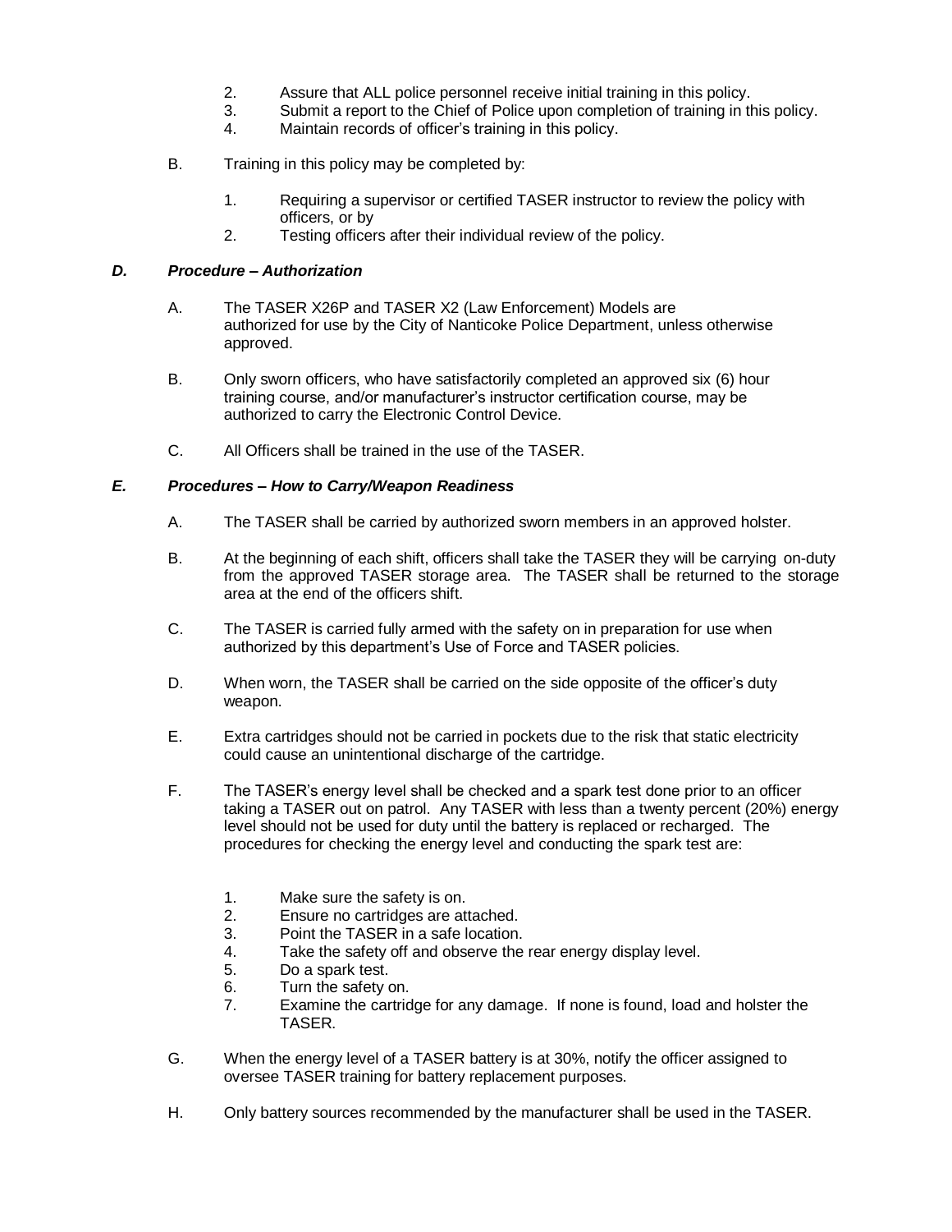2. Assure that ALL police personnel receive initial training in this policy.
3. Submit a report to the Chief of Police upon completion of training in this policy.
4. Maintain records of officer's training in this policy.

B. Training in this policy may be completed by:

1. Requiring a supervisor or certified TASER instructor to review the policy with officers, or by
2. Testing officers after their individual review of the policy.

### *D. Procedure – Authorization*

A. The TASER X26P and TASER X2 (Law Enforcement) Models are authorized for use by the City of Nanticoke Police Department, unless otherwise approved.

B. Only sworn officers, who have satisfactorily completed an approved six (6) hour training course, and/or manufacturer's instructor certification course, may be authorized to carry the Electronic Control Device.

C. All Officers shall be trained in the use of the TASER.

### *E. Procedures – How to Carry/Weapon Readiness*

A. The TASER shall be carried by authorized sworn members in an approved holster.

B. At the beginning of each shift, officers shall take the TASER they will be carrying on-duty from the approved TASER storage area. The TASER shall be returned to the storage area at the end of the officers shift.

C. The TASER is carried fully armed with the safety on in preparation for use when authorized by this department's Use of Force and TASER policies.

D. When worn, the TASER shall be carried on the side opposite of the officer's duty weapon.

E. Extra cartridges should not be carried in pockets due to the risk that static electricity could cause an unintentional discharge of the cartridge.

F. The TASER's energy level shall be checked and a spark test done prior to an officer taking a TASER out on patrol. Any TASER with less than a twenty percent (20%) energy level should not be used for duty until the battery is replaced or recharged. The procedures for checking the energy level and conducting the spark test are:

1. Make sure the safety is on.
2. Ensure no cartridges are attached.
3. Point the TASER in a safe location.
4. Take the safety off and observe the rear energy display level.
5. Do a spark test.
6. Turn the safety on.
7. Examine the cartridge for any damage. If none is found, load and holster the TASER.

G. When the energy level of a TASER battery is at 30%, notify the officer assigned to oversee TASER training for battery replacement purposes.

H. Only battery sources recommended by the manufacturer shall be used in the TASER.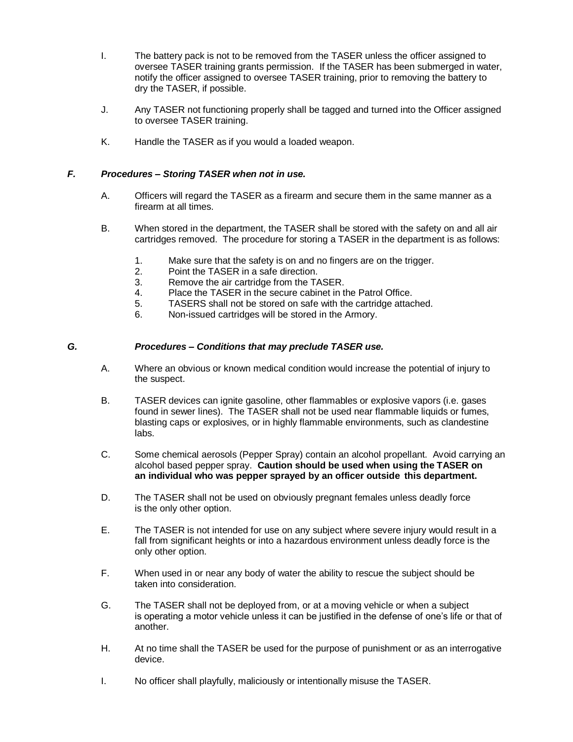I. The battery pack is not to be removed from the TASER unless the officer assigned to oversee TASER training grants permission. If the TASER has been submerged in water, notify the officer assigned to oversee TASER training, prior to removing the battery to dry the TASER, if possible.

J. Any TASER not functioning properly shall be tagged and turned into the Officer assigned to oversee TASER training.

K. Handle the TASER as if you would a loaded weapon.

### *F. Procedures – Storing TASER when not in use.*

A. Officers will regard the TASER as a firearm and secure them in the same manner as a firearm at all times.

B. When stored in the department, the TASER shall be stored with the safety on and all air cartridges removed. The procedure for storing a TASER in the department is as follows:

1. Make sure that the safety is on and no fingers are on the trigger.
2. Point the TASER in a safe direction.
3. Remove the air cartridge from the TASER.
4. Place the TASER in the secure cabinet in the Patrol Office.
5. TASERS shall not be stored on safe with the cartridge attached.
6. Non-issued cartridges will be stored in the Armory.

### *G. Procedures – Conditions that may preclude TASER use.*

A. Where an obvious or known medical condition would increase the potential of injury to the suspect.

B. TASER devices can ignite gasoline, other flammables or explosive vapors (i.e. gases found in sewer lines). The TASER shall not be used near flammable liquids or fumes, blasting caps or explosives, or in highly flammable environments, such as clandestine labs.

C. Some chemical aerosols (Pepper Spray) contain an alcohol propellant. Avoid carrying an alcohol based pepper spray. **Caution should be used when using the TASER on an individual who was pepper sprayed by an officer outside this department.**

D. The TASER shall not be used on obviously pregnant females unless deadly force is the only other option.

E. The TASER is not intended for use on any subject where severe injury would result in a fall from significant heights or into a hazardous environment unless deadly force is the only other option.

F. When used in or near any body of water the ability to rescue the subject should be taken into consideration.

G. The TASER shall not be deployed from, or at a moving vehicle or when a subject is operating a motor vehicle unless it can be justified in the defense of one's life or that of another.

H. At no time shall the TASER be used for the purpose of punishment or as an interrogative device.

I. No officer shall playfully, maliciously or intentionally misuse the TASER.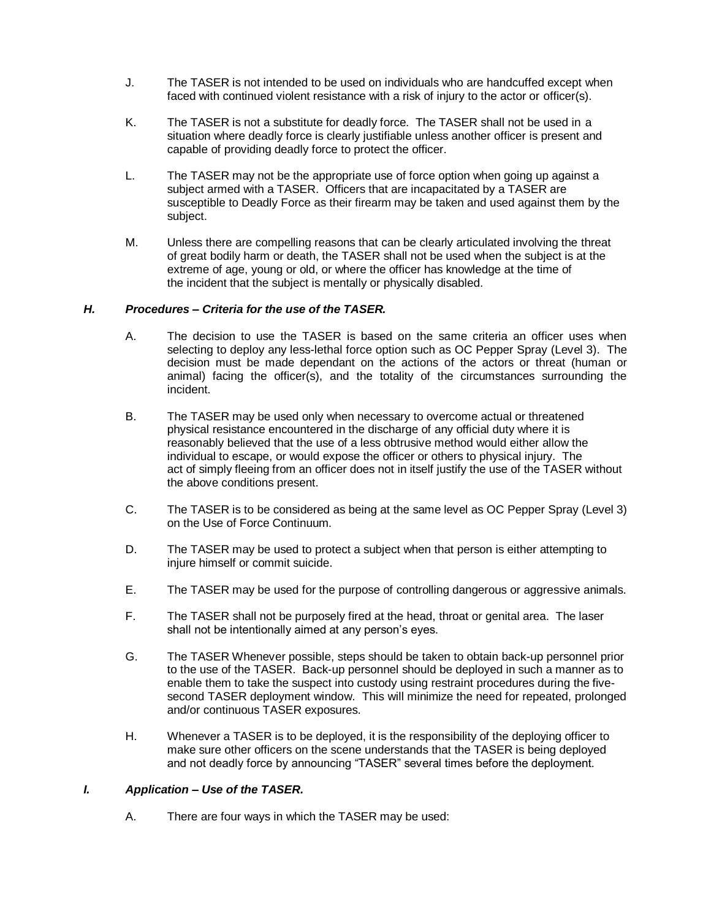J. The TASER is not intended to be used on individuals who are handcuffed except when faced with continued violent resistance with a risk of injury to the actor or officer(s).

K. The TASER is not a substitute for deadly force. The TASER shall not be used in a situation where deadly force is clearly justifiable unless another officer is present and capable of providing deadly force to protect the officer.

L. The TASER may not be the appropriate use of force option when going up against a subject armed with a TASER. Officers that are incapacitated by a TASER are susceptible to Deadly Force as their firearm may be taken and used against them by the subject.

M. Unless there are compelling reasons that can be clearly articulated involving the threat of great bodily harm or death, the TASER shall not be used when the subject is at the extreme of age, young or old, or where the officer has knowledge at the time of the incident that the subject is mentally or physically disabled.

### *H. Procedures – Criteria for the use of the TASER.*

A. The decision to use the TASER is based on the same criteria an officer uses when selecting to deploy any less-lethal force option such as OC Pepper Spray (Level 3). The decision must be made dependant on the actions of the actors or threat (human or animal) facing the officer(s), and the totality of the circumstances surrounding the incident.

B. The TASER may be used only when necessary to overcome actual or threatened physical resistance encountered in the discharge of any official duty where it is reasonably believed that the use of a less obtrusive method would either allow the individual to escape, or would expose the officer or others to physical injury. The act of simply fleeing from an officer does not in itself justify the use of the TASER without the above conditions present.

C. The TASER is to be considered as being at the same level as OC Pepper Spray (Level 3) on the Use of Force Continuum.

D. The TASER may be used to protect a subject when that person is either attempting to injure himself or commit suicide.

E. The TASER may be used for the purpose of controlling dangerous or aggressive animals.

F. The TASER shall not be purposely fired at the head, throat or genital area. The laser shall not be intentionally aimed at any person's eyes.

G. The TASER Whenever possible, steps should be taken to obtain back-up personnel prior to the use of the TASER. Back-up personnel should be deployed in such a manner as to enable them to take the suspect into custody using restraint procedures during the five-second TASER deployment window. This will minimize the need for repeated, prolonged and/or continuous TASER exposures.

H. Whenever a TASER is to be deployed, it is the responsibility of the deploying officer to make sure other officers on the scene understands that the TASER is being deployed and not deadly force by announcing "TASER" several times before the deployment.

### *I. Application – Use of the TASER.*

A. There are four ways in which the TASER may be used: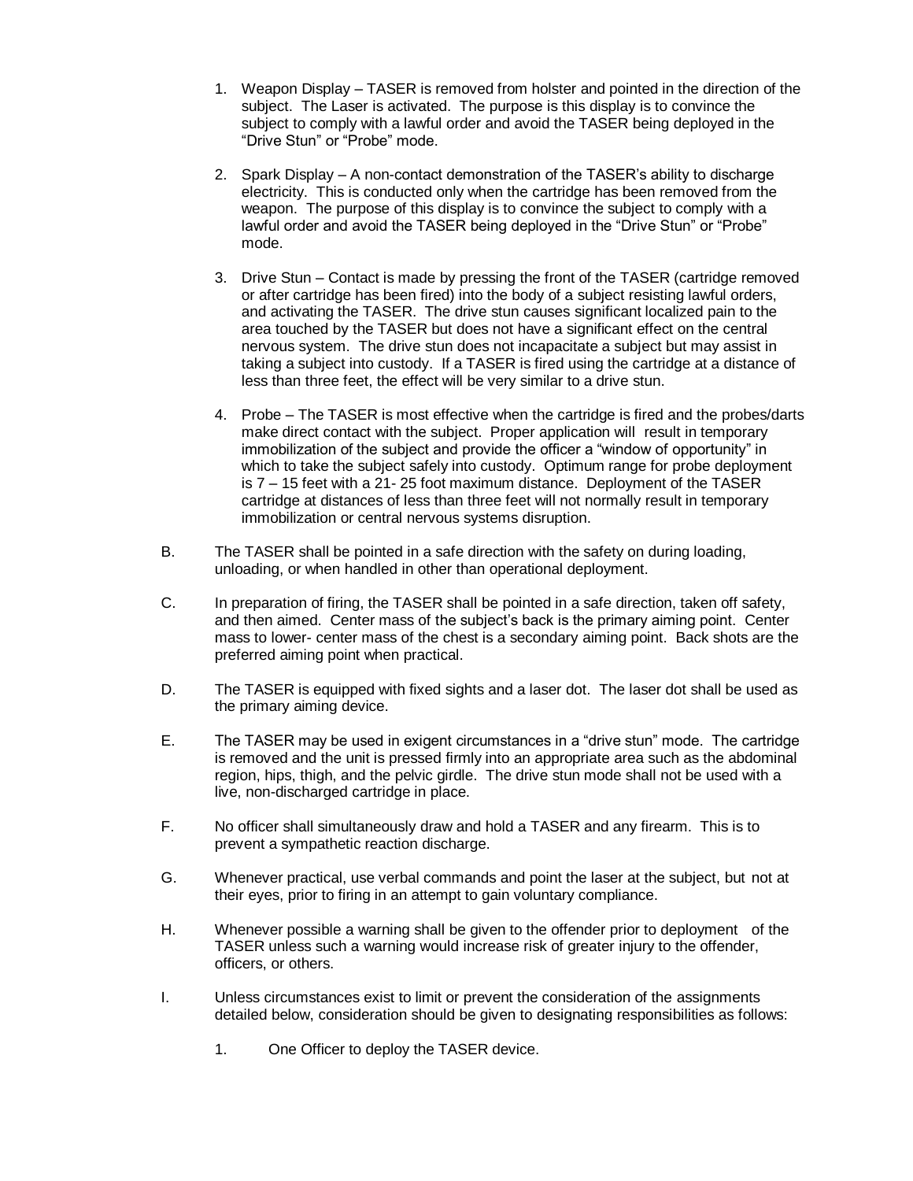1. Weapon Display – TASER is removed from holster and pointed in the direction of the subject. The Laser is activated. The purpose is this display is to convince the subject to comply with a lawful order and avoid the TASER being deployed in the "Drive Stun" or "Probe" mode.

2. Spark Display – A non-contact demonstration of the TASER's ability to discharge electricity. This is conducted only when the cartridge has been removed from the weapon. The purpose of this display is to convince the subject to comply with a lawful order and avoid the TASER being deployed in the "Drive Stun" or "Probe" mode.

3. Drive Stun – Contact is made by pressing the front of the TASER (cartridge removed or after cartridge has been fired) into the body of a subject resisting lawful orders, and activating the TASER. The drive stun causes significant localized pain to the area touched by the TASER but does not have a significant effect on the central nervous system. The drive stun does not incapacitate a subject but may assist in taking a subject into custody. If a TASER is fired using the cartridge at a distance of less than three feet, the effect will be very similar to a drive stun.

4. Probe – The TASER is most effective when the cartridge is fired and the probes/darts make direct contact with the subject. Proper application will result in temporary immobilization of the subject and provide the officer a "window of opportunity" in which to take the subject safely into custody. Optimum range for probe deployment is 7 – 15 feet with a 21- 25 foot maximum distance. Deployment of the TASER cartridge at distances of less than three feet will not normally result in temporary immobilization or central nervous systems disruption.

B. The TASER shall be pointed in a safe direction with the safety on during loading, unloading, or when handled in other than operational deployment.

C. In preparation of firing, the TASER shall be pointed in a safe direction, taken off safety, and then aimed. Center mass of the subject's back is the primary aiming point. Center mass to lower- center mass of the chest is a secondary aiming point. Back shots are the preferred aiming point when practical.

D. The TASER is equipped with fixed sights and a laser dot. The laser dot shall be used as the primary aiming device.

E. The TASER may be used in exigent circumstances in a "drive stun" mode. The cartridge is removed and the unit is pressed firmly into an appropriate area such as the abdominal region, hips, thigh, and the pelvic girdle. The drive stun mode shall not be used with a live, non-discharged cartridge in place.

F. No officer shall simultaneously draw and hold a TASER and any firearm. This is to prevent a sympathetic reaction discharge.

G. Whenever practical, use verbal commands and point the laser at the subject, but not at their eyes, prior to firing in an attempt to gain voluntary compliance.

H. Whenever possible a warning shall be given to the offender prior to deployment of the TASER unless such a warning would increase risk of greater injury to the offender, officers, or others.

I. Unless circumstances exist to limit or prevent the consideration of the assignments detailed below, consideration should be given to designating responsibilities as follows:

   1. One Officer to deploy the TASER device.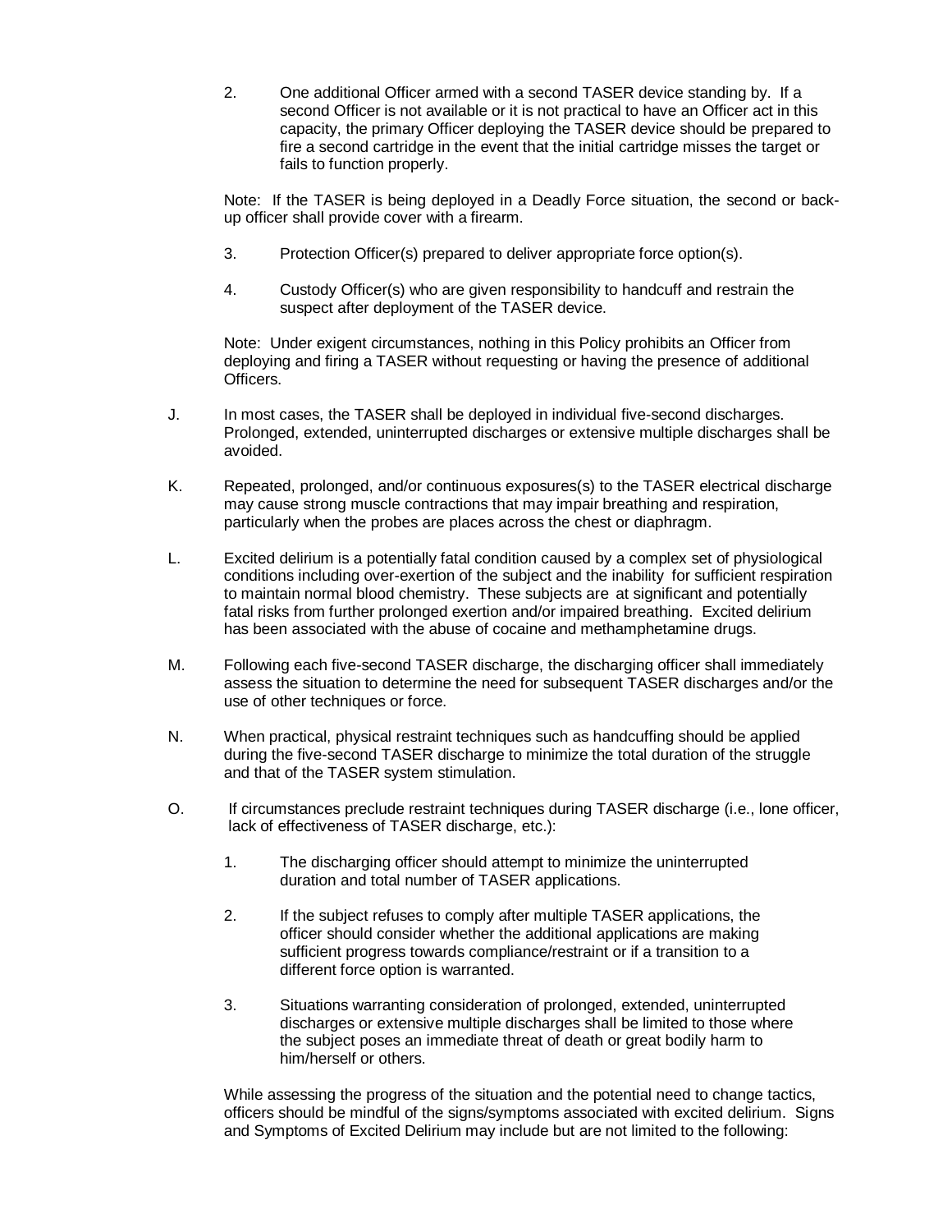2. One additional Officer armed with a second TASER device standing by. If a second Officer is not available or it is not practical to have an Officer act in this capacity, the primary Officer deploying the TASER device should be prepared to fire a second cartridge in the event that the initial cartridge misses the target or fails to function properly.

Note: If the TASER is being deployed in a Deadly Force situation, the second or back-up officer shall provide cover with a firearm.

3. Protection Officer(s) prepared to deliver appropriate force option(s).

4. Custody Officer(s) who are given responsibility to handcuff and restrain the suspect after deployment of the TASER device.

Note: Under exigent circumstances, nothing in this Policy prohibits an Officer from deploying and firing a TASER without requesting or having the presence of additional Officers.

J. In most cases, the TASER shall be deployed in individual five-second discharges. Prolonged, extended, uninterrupted discharges or extensive multiple discharges shall be avoided.

K. Repeated, prolonged, and/or continuous exposures(s) to the TASER electrical discharge may cause strong muscle contractions that may impair breathing and respiration, particularly when the probes are places across the chest or diaphragm.

L. Excited delirium is a potentially fatal condition caused by a complex set of physiological conditions including over-exertion of the subject and the inability for sufficient respiration to maintain normal blood chemistry. These subjects are at significant and potentially fatal risks from further prolonged exertion and/or impaired breathing. Excited delirium has been associated with the abuse of cocaine and methamphetamine drugs.

M. Following each five-second TASER discharge, the discharging officer shall immediately assess the situation to determine the need for subsequent TASER discharges and/or the use of other techniques or force.

N. When practical, physical restraint techniques such as handcuffing should be applied during the five-second TASER discharge to minimize the total duration of the struggle and that of the TASER system stimulation.

O. If circumstances preclude restraint techniques during TASER discharge (i.e., lone officer, lack of effectiveness of TASER discharge, etc.):

1. The discharging officer should attempt to minimize the uninterrupted duration and total number of TASER applications.

2. If the subject refuses to comply after multiple TASER applications, the officer should consider whether the additional applications are making sufficient progress towards compliance/restraint or if a transition to a different force option is warranted.

3. Situations warranting consideration of prolonged, extended, uninterrupted discharges or extensive multiple discharges shall be limited to those where the subject poses an immediate threat of death or great bodily harm to him/herself or others.

While assessing the progress of the situation and the potential need to change tactics, officers should be mindful of the signs/symptoms associated with excited delirium. Signs and Symptoms of Excited Delirium may include but are not limited to the following: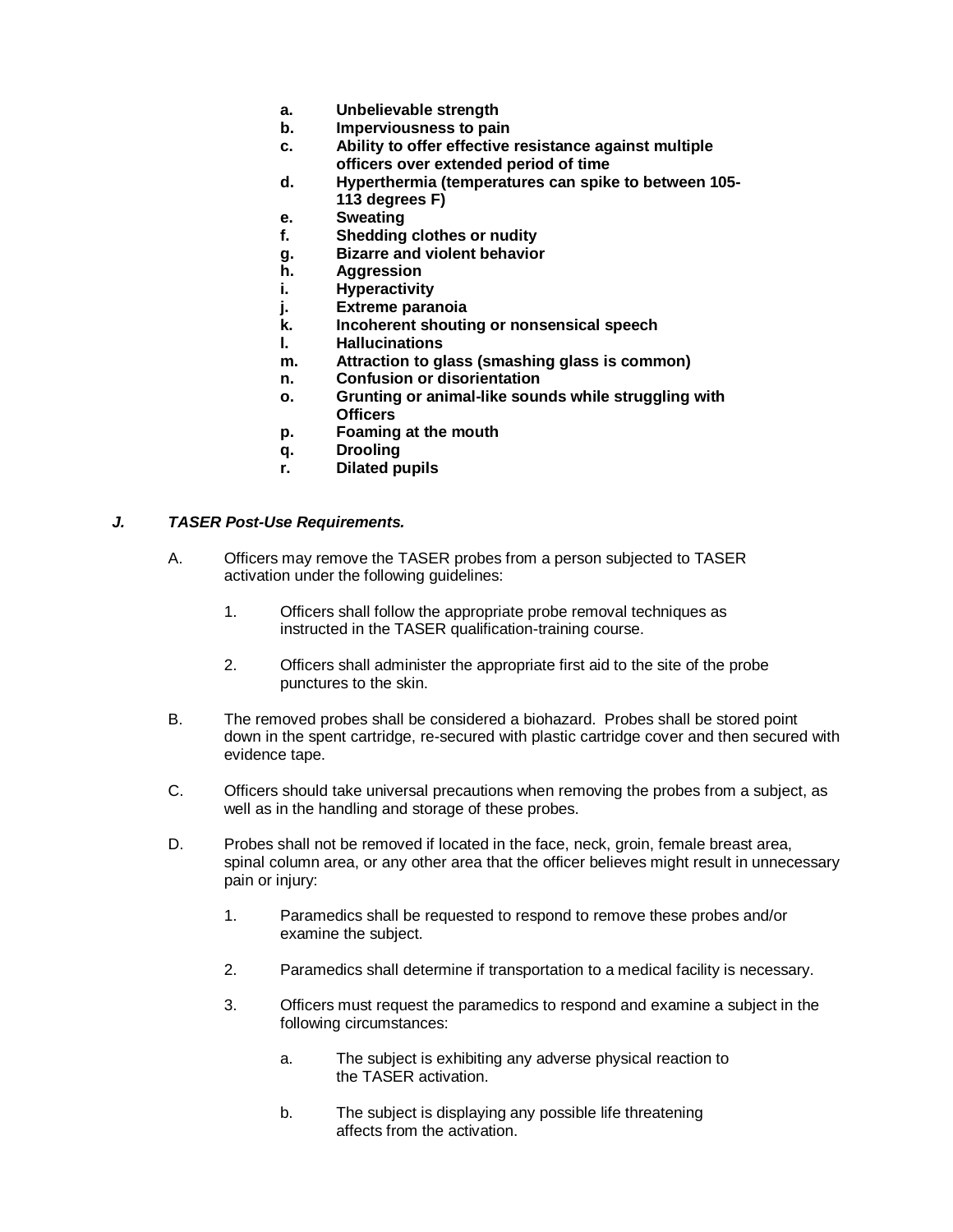- **a.** **Unbelievable strength**
- **b.** **Imperviousness to pain**
- **c.** **Ability to offer effective resistance against multiple officers over extended period of time**
- **d.** **Hyperthermia (temperatures can spike to between 105-113 degrees F)**
- **e.** **Sweating**
- **f.** **Shedding clothes or nudity**
- **g.** **Bizarre and violent behavior**
- **h.** **Aggression**
- **i.** **Hyperactivity**
- **j.** **Extreme paranoia**
- **k.** **Incoherent shouting or nonsensical speech**
- **l.** **Hallucinations**
- **m.** **Attraction to glass (smashing glass is common)**
- **n.** **Confusion or disorientation**
- **o.** **Grunting or animal-like sounds while struggling with Officers**
- **p.** **Foaming at the mouth**
- **q.** **Drooling**
- **r.** **Dilated pupils**

### *J. TASER Post-Use Requirements.*

A. Officers may remove the TASER probes from a person subjected to TASER activation under the following guidelines:

1. Officers shall follow the appropriate probe removal techniques as instructed in the TASER qualification-training course.

2. Officers shall administer the appropriate first aid to the site of the probe punctures to the skin.

B. The removed probes shall be considered a biohazard. Probes shall be stored point down in the spent cartridge, re-secured with plastic cartridge cover and then secured with evidence tape.

C. Officers should take universal precautions when removing the probes from a subject, as well as in the handling and storage of these probes.

D. Probes shall not be removed if located in the face, neck, groin, female breast area, spinal column area, or any other area that the officer believes might result in unnecessary pain or injury:

1. Paramedics shall be requested to respond to remove these probes and/or examine the subject.

2. Paramedics shall determine if transportation to a medical facility is necessary.

3. Officers must request the paramedics to respond and examine a subject in the following circumstances:

   a. The subject is exhibiting any adverse physical reaction to the TASER activation.

   b. The subject is displaying any possible life threatening affects from the activation.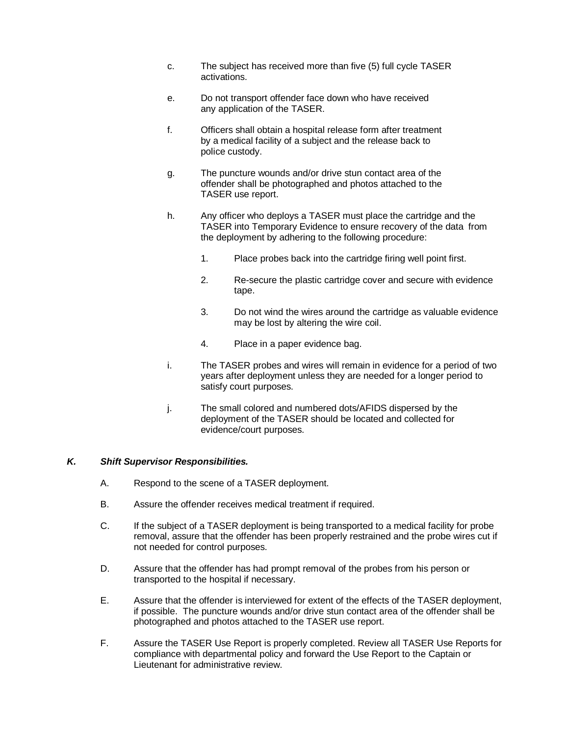c. The subject has received more than five (5) full cycle TASER activations.

e. Do not transport offender face down who have received any application of the TASER.

f. Officers shall obtain a hospital release form after treatment by a medical facility of a subject and the release back to police custody.

g. The puncture wounds and/or drive stun contact area of the offender shall be photographed and photos attached to the TASER use report.

h. Any officer who deploys a TASER must place the cartridge and the TASER into Temporary Evidence to ensure recovery of the data from the deployment by adhering to the following procedure:

   1. Place probes back into the cartridge firing well point first.

   2. Re-secure the plastic cartridge cover and secure with evidence tape.

   3. Do not wind the wires around the cartridge as valuable evidence may be lost by altering the wire coil.

   4. Place in a paper evidence bag.

i. The TASER probes and wires will remain in evidence for a period of two years after deployment unless they are needed for a longer period to satisfy court purposes.

j. The small colored and numbered dots/AFIDS dispersed by the deployment of the TASER should be located and collected for evidence/court purposes.

***K. Shift Supervisor Responsibilities.***

A. Respond to the scene of a TASER deployment.

B. Assure the offender receives medical treatment if required.

C. If the subject of a TASER deployment is being transported to a medical facility for probe removal, assure that the offender has been properly restrained and the probe wires cut if not needed for control purposes.

D. Assure that the offender has had prompt removal of the probes from his person or transported to the hospital if necessary.

E. Assure that the offender is interviewed for extent of the effects of the TASER deployment, if possible. The puncture wounds and/or drive stun contact area of the offender shall be photographed and photos attached to the TASER use report.

F. Assure the TASER Use Report is properly completed. Review all TASER Use Reports for compliance with departmental policy and forward the Use Report to the Captain or Lieutenant for administrative review.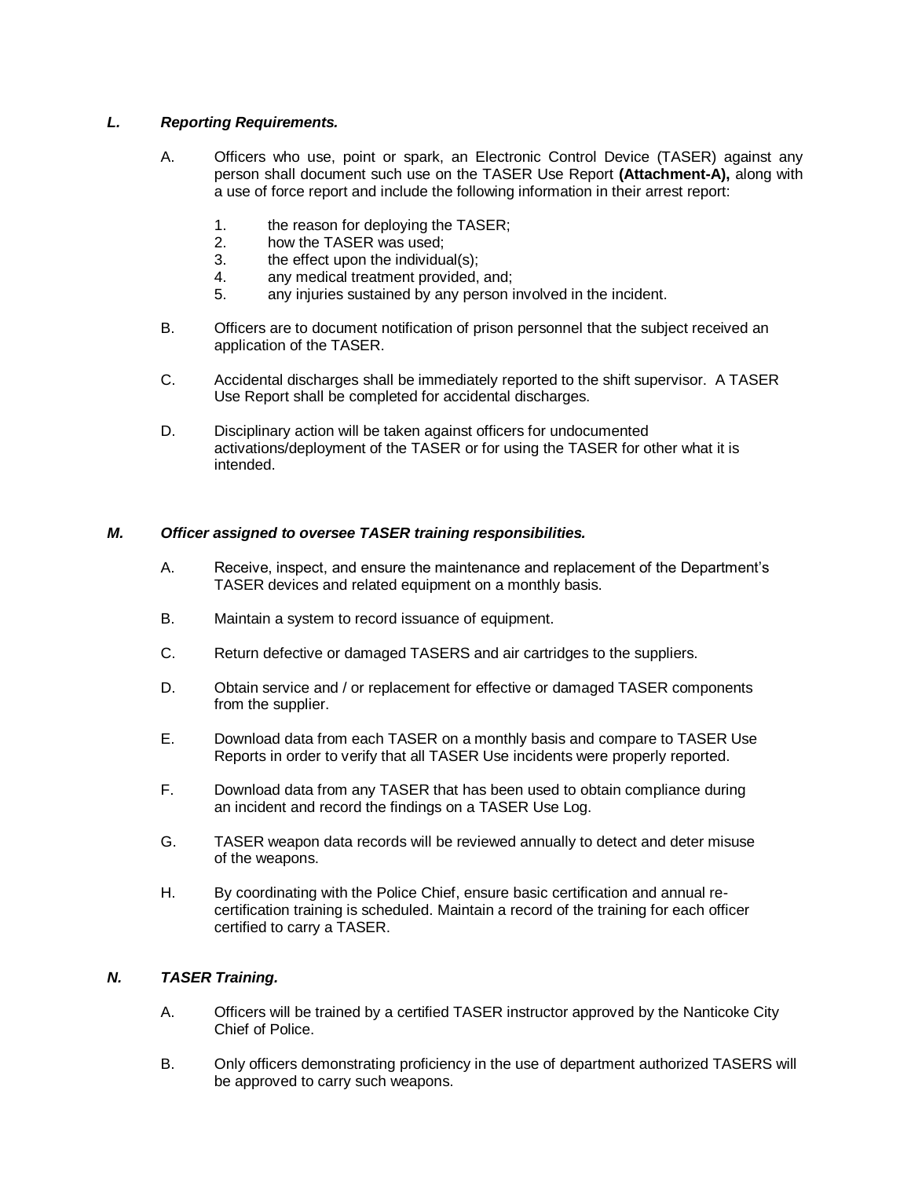### *L. Reporting Requirements.*

A. Officers who use, point or spark, an Electronic Control Device (TASER) against any person shall document such use on the TASER Use Report **(Attachment-A),** along with a use of force report and include the following information in their arrest report:

1. the reason for deploying the TASER;
2. how the TASER was used;
3. the effect upon the individual(s);
4. any medical treatment provided, and;
5. any injuries sustained by any person involved in the incident.

B. Officers are to document notification of prison personnel that the subject received an application of the TASER.

C. Accidental discharges shall be immediately reported to the shift supervisor. A TASER Use Report shall be completed for accidental discharges.

D. Disciplinary action will be taken against officers for undocumented activations/deployment of the TASER or for using the TASER for other what it is intended.

### *M. Officer assigned to oversee TASER training responsibilities.*

A. Receive, inspect, and ensure the maintenance and replacement of the Department's TASER devices and related equipment on a monthly basis.

B. Maintain a system to record issuance of equipment.

C. Return defective or damaged TASERS and air cartridges to the suppliers.

D. Obtain service and / or replacement for effective or damaged TASER components from the supplier.

E. Download data from each TASER on a monthly basis and compare to TASER Use Reports in order to verify that all TASER Use incidents were properly reported.

F. Download data from any TASER that has been used to obtain compliance during an incident and record the findings on a TASER Use Log.

G. TASER weapon data records will be reviewed annually to detect and deter misuse of the weapons.

H. By coordinating with the Police Chief, ensure basic certification and annual re-certification training is scheduled. Maintain a record of the training for each officer certified to carry a TASER.

### *N. TASER Training.*

A. Officers will be trained by a certified TASER instructor approved by the Nanticoke City Chief of Police.

B. Only officers demonstrating proficiency in the use of department authorized TASERS will be approved to carry such weapons.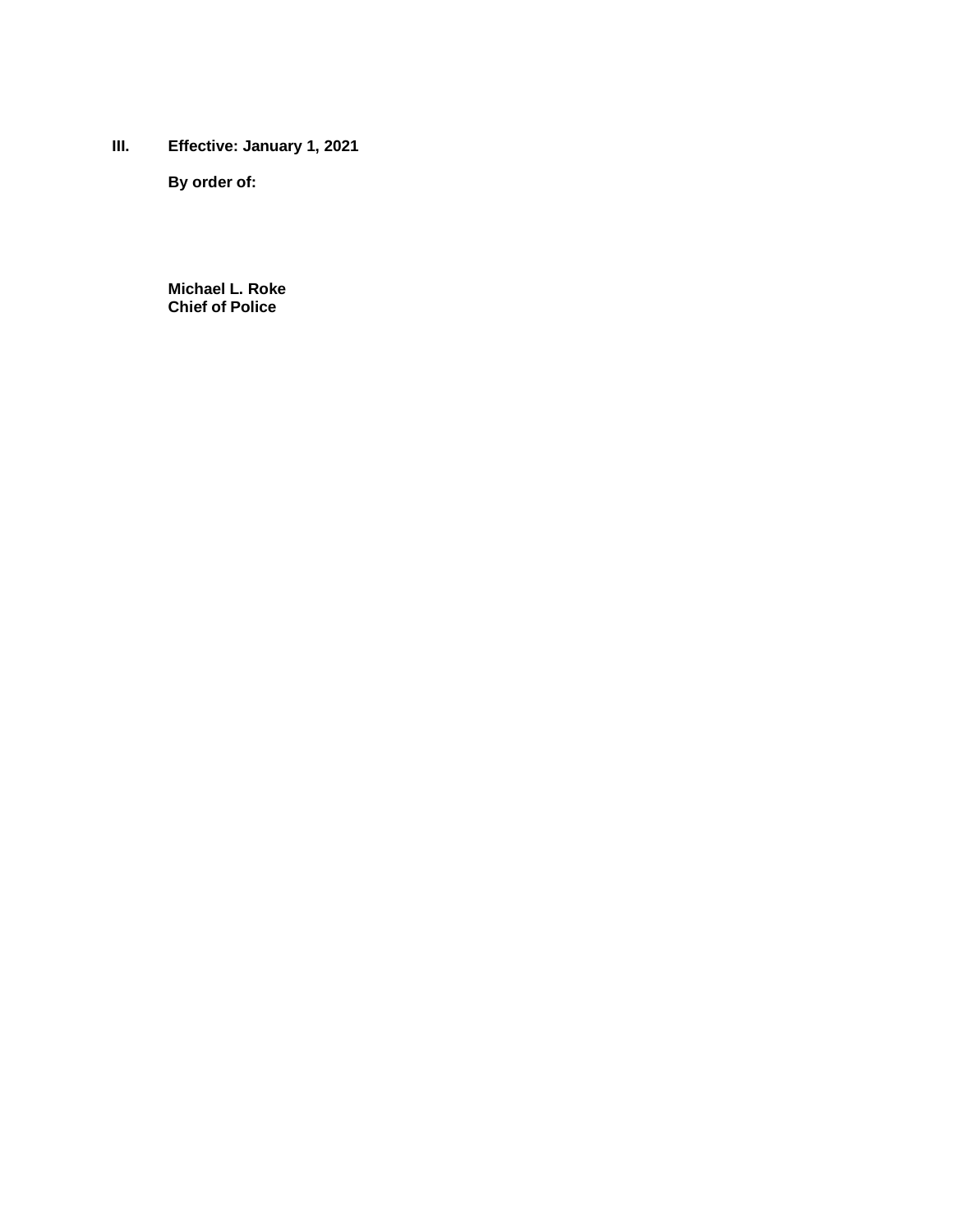**III. Effective: January 1, 2021**

**By order of:**

**Michael L. Roke**
**Chief of Police**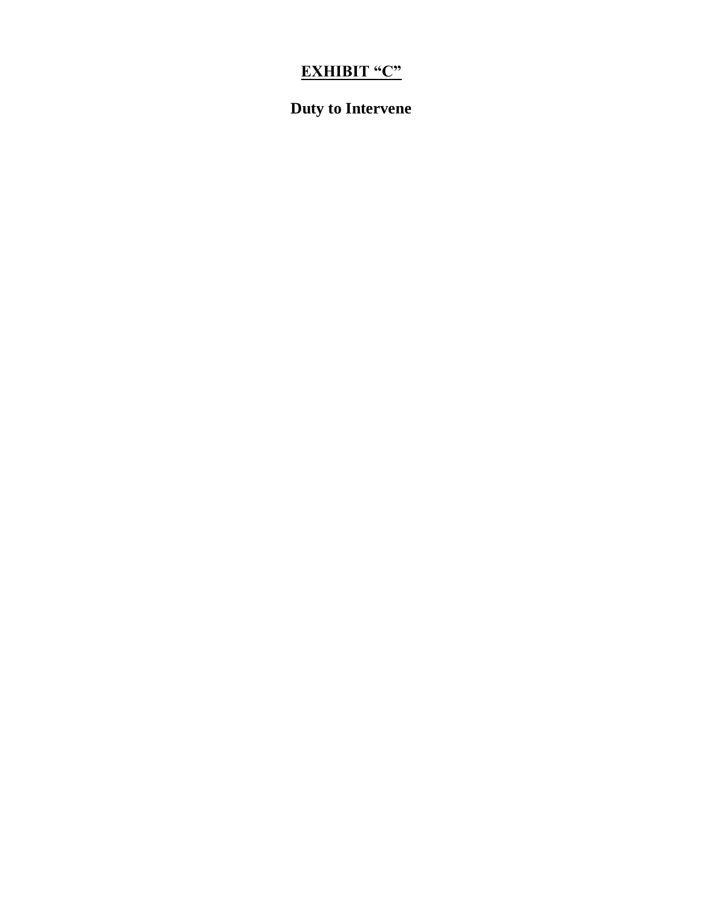# **<u>EXHIBIT “C”</u>**

## **Duty to Intervene**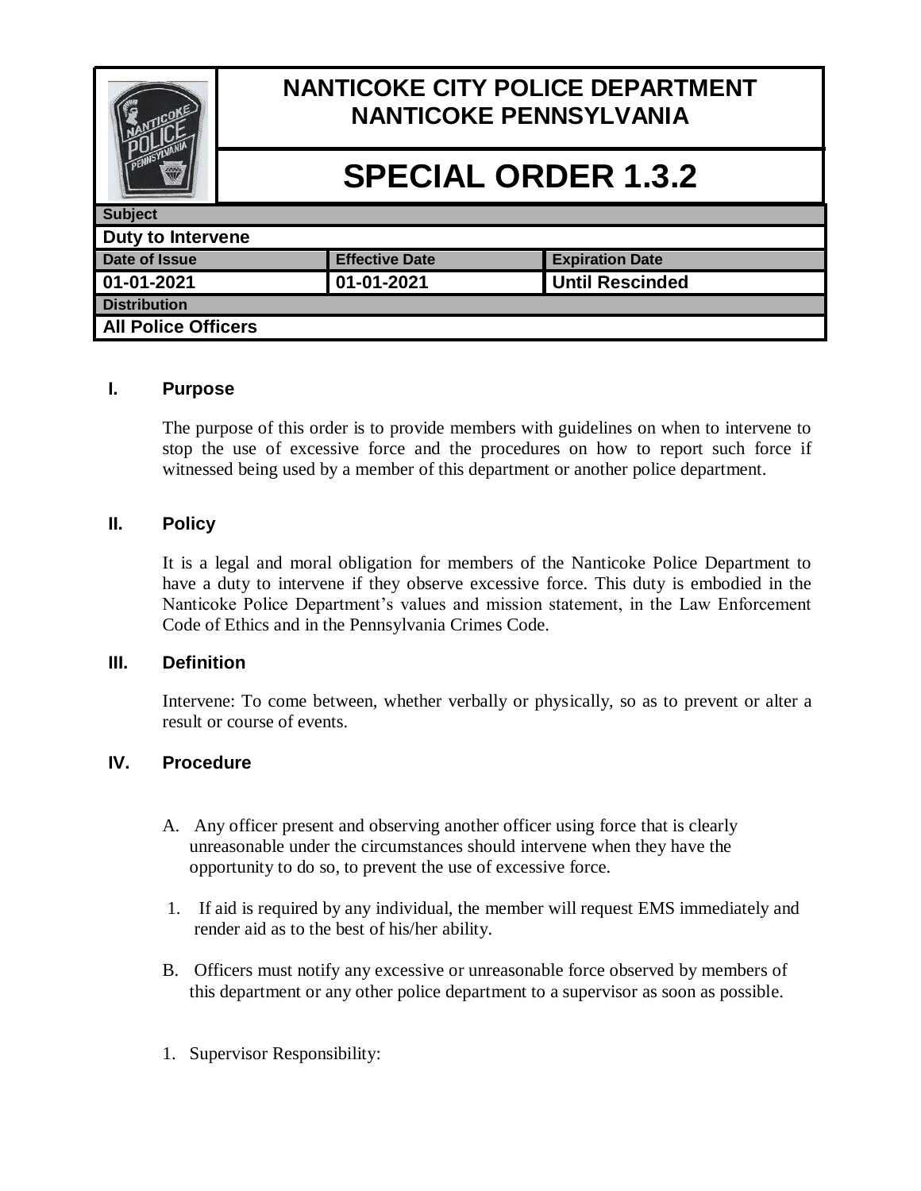# NANTICOKE CITY POLICE DEPARTMENT
# NANTICOKE PENNSYLVANIA

# SPECIAL ORDER 1.3.2

| Subject | | |
|---|---|---|
| **Duty to Intervene** | | |
| **Date of Issue** | **Effective Date** | **Expiration Date** |
| **01-01-2021** | **01-01-2021** | **Until Rescinded** |
| **Distribution** | | |
| **All Police Officers** | | |

## I. Purpose

The purpose of this order is to provide members with guidelines on when to intervene to stop the use of excessive force and the procedures on how to report such force if witnessed being used by a member of this department or another police department.

## II. Policy

It is a legal and moral obligation for members of the Nanticoke Police Department to have a duty to intervene if they observe excessive force. This duty is embodied in the Nanticoke Police Department's values and mission statement, in the Law Enforcement Code of Ethics and in the Pennsylvania Crimes Code.

## III. Definition

Intervene: To come between, whether verbally or physically, so as to prevent or alter a result or course of events.

## IV. Procedure

A. Any officer present and observing another officer using force that is clearly unreasonable under the circumstances should intervene when they have the opportunity to do so, to prevent the use of excessive force.

1. If aid is required by any individual, the member will request EMS immediately and render aid as to the best of his/her ability.

B. Officers must notify any excessive or unreasonable force observed by members of this department or any other police department to a supervisor as soon as possible.

1. Supervisor Responsibility: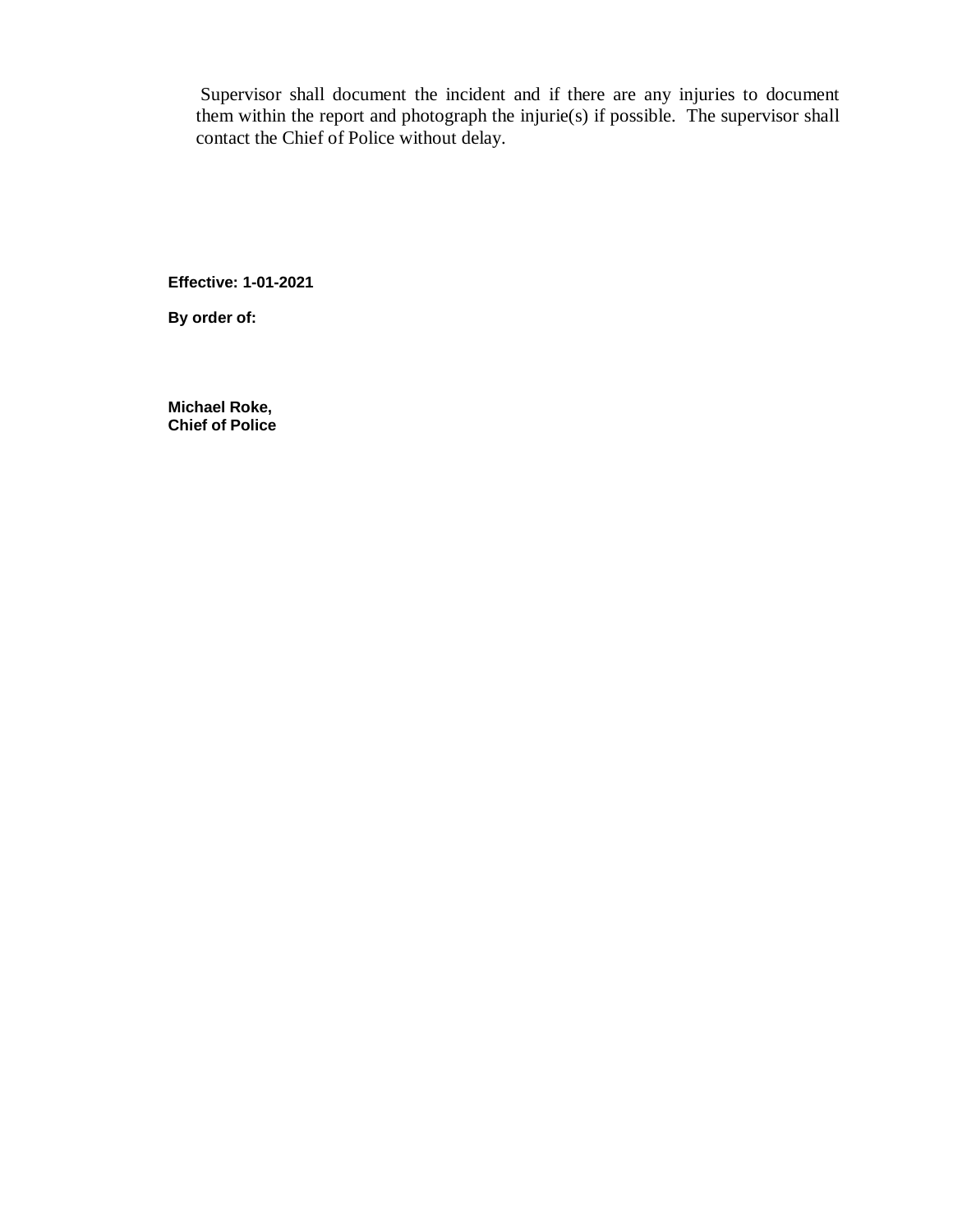Supervisor shall document the incident and if there are any injuries to document them within the report and photograph the injurie(s) if possible. The supervisor shall contact the Chief of Police without delay.

**Effective: 1-01-2021**

**By order of:**

**Michael Roke,**
**Chief of Police**